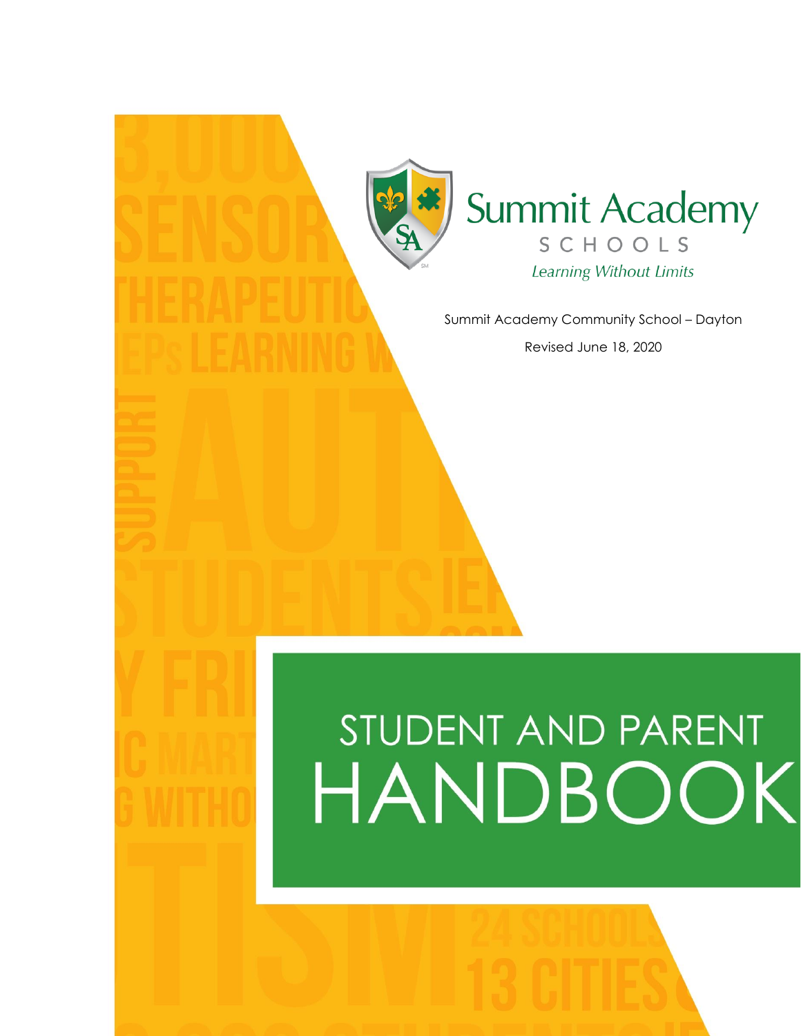Summit Academy

SCHOOLS

*Learning Without Limits*

Summit Academy Community School – Dayton

Revised June 18, 2020

# STUDENT AND PARENT HANDBOOK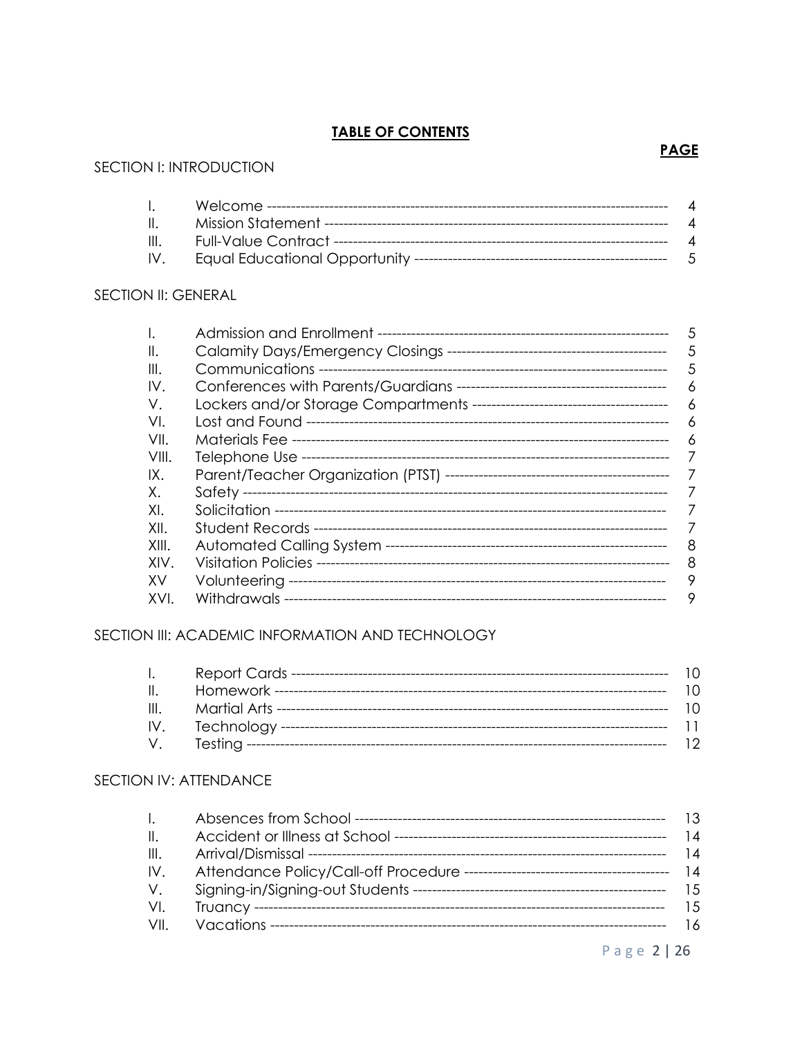## TABLE OF CONTENTS

**PAGE**

SECTION I: INTRODUCTION

| | | |
|---|---|---|
| I. | Welcome | 4 |
| II. | Mission Statement | 4 |
| III. | Full-Value Contract | 4 |
| IV. | Equal Educational Opportunity | 5 |

SECTION II: GENERAL

| | | |
|---|---|---|
| I. | Admission and Enrollment | 5 |
| II. | Calamity Days/Emergency Closings | 5 |
| III. | Communications | 5 |
| IV. | Conferences with Parents/Guardians | 6 |
| V. | Lockers and/or Storage Compartments | 6 |
| VI. | Lost and Found | 6 |
| VII. | Materials Fee | 6 |
| VIII. | Telephone Use | 7 |
| IX. | Parent/Teacher Organization (PTST) | 7 |
| X. | Safety | 7 |
| XI. | Solicitation | 7 |
| XII. | Student Records | 7 |
| XIII. | Automated Calling System | 8 |
| XIV. | Visitation Policies | 8 |
| XV | Volunteering | 9 |
| XVI. | Withdrawals | 9 |

SECTION III: ACADEMIC INFORMATION AND TECHNOLOGY

| | | |
|---|---|---|
| I. | Report Cards | 10 |
| II. | Homework | 10 |
| III. | Martial Arts | 10 |
| IV. | Technology | 11 |
| V. | Testing | 12 |

SECTION IV: ATTENDANCE

| | | |
|---|---|---|
| I. | Absences from School | 13 |
| II. | Accident or Illness at School | 14 |
| III. | Arrival/Dismissal | 14 |
| IV. | Attendance Policy/Call-off Procedure | 14 |
| V. | Signing-in/Signing-out Students | 15 |
| VI. | Truancy | 15 |
| VII. | Vacations | 16 |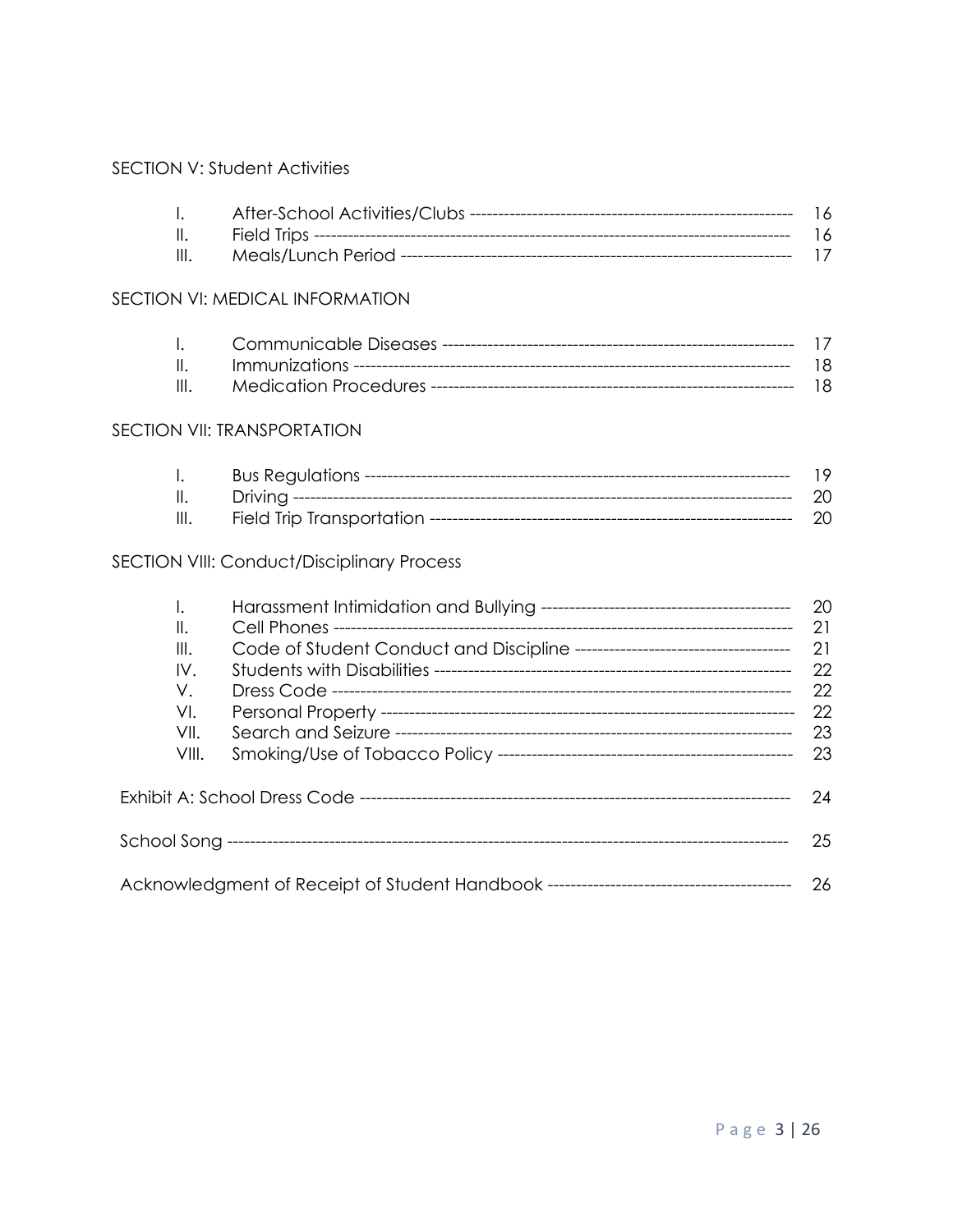SECTION V: Student Activities

| | | |
|---|---|---|
| I. | After-School Activities/Clubs | 16 |
| II. | Field Trips | 16 |
| III. | Meals/Lunch Period | 17 |

SECTION VI: MEDICAL INFORMATION

| | | |
|---|---|---|
| I. | Communicable Diseases | 17 |
| II. | Immunizations | 18 |
| III. | Medication Procedures | 18 |

SECTION VII: TRANSPORTATION

| | | |
|---|---|---|
| I. | Bus Regulations | 19 |
| II. | Driving | 20 |
| III. | Field Trip Transportation | 20 |

SECTION VIII: Conduct/Disciplinary Process

| | | |
|---|---|---|
| I. | Harassment Intimidation and Bullying | 20 |
| II. | Cell Phones | 21 |
| III. | Code of Student Conduct and Discipline | 21 |
| IV. | Students with Disabilities | 22 |
| V. | Dress Code | 22 |
| VI. | Personal Property | 22 |
| VII. | Search and Seizure | 23 |
| VIII. | Smoking/Use of Tobacco Policy | 23 |

| | |
|---|---|
| Exhibit A: School Dress Code | 24 |
| School Song | 25 |
| Acknowledgment of Receipt of Student Handbook | 26 |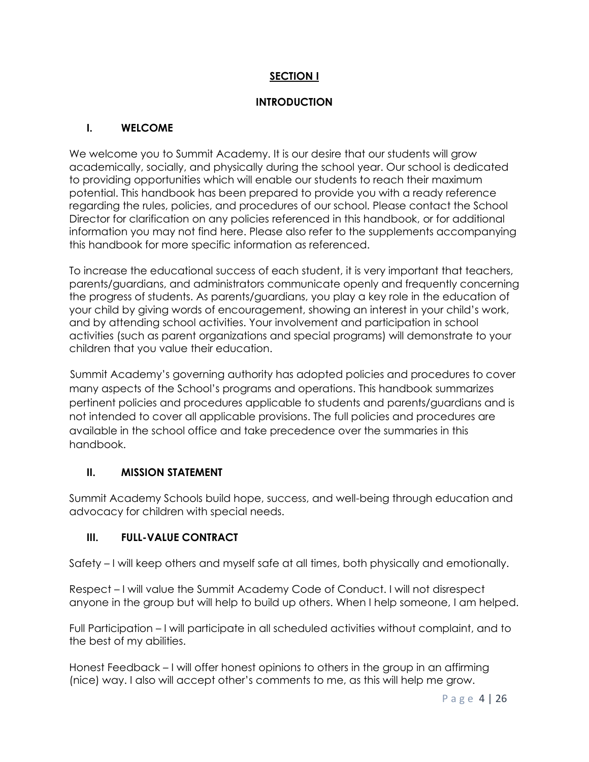# SECTION I

## INTRODUCTION

### I. WELCOME

We welcome you to Summit Academy. It is our desire that our students will grow academically, socially, and physically during the school year. Our school is dedicated to providing opportunities which will enable our students to reach their maximum potential. This handbook has been prepared to provide you with a ready reference regarding the rules, policies, and procedures of our school. Please contact the School Director for clarification on any policies referenced in this handbook, or for additional information you may not find here. Please also refer to the supplements accompanying this handbook for more specific information as referenced.

To increase the educational success of each student, it is very important that teachers, parents/guardians, and administrators communicate openly and frequently concerning the progress of students. As parents/guardians, you play a key role in the education of your child by giving words of encouragement, showing an interest in your child's work, and by attending school activities. Your involvement and participation in school activities (such as parent organizations and special programs) will demonstrate to your children that you value their education.

Summit Academy's governing authority has adopted policies and procedures to cover many aspects of the School's programs and operations. This handbook summarizes pertinent policies and procedures applicable to students and parents/guardians and is not intended to cover all applicable provisions. The full policies and procedures are available in the school office and take precedence over the summaries in this handbook.

### II. MISSION STATEMENT

Summit Academy Schools build hope, success, and well-being through education and advocacy for children with special needs.

### III. FULL-VALUE CONTRACT

Safety – I will keep others and myself safe at all times, both physically and emotionally.

Respect – I will value the Summit Academy Code of Conduct. I will not disrespect anyone in the group but will help to build up others. When I help someone, I am helped.

Full Participation – I will participate in all scheduled activities without complaint, and to the best of my abilities.

Honest Feedback – I will offer honest opinions to others in the group in an affirming (nice) way. I also will accept other's comments to me, as this will help me grow.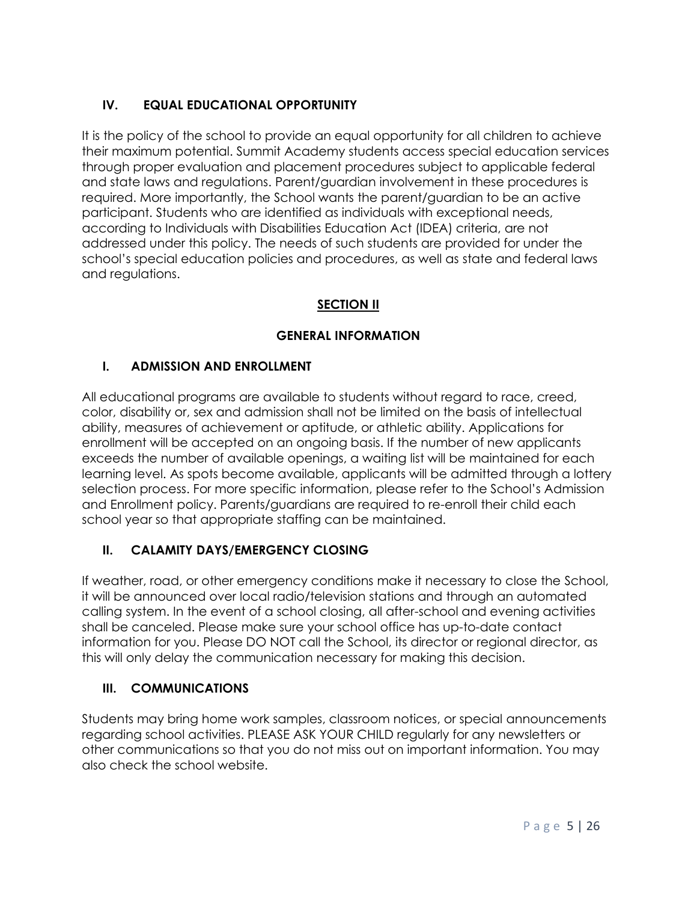## IV. EQUAL EDUCATIONAL OPPORTUNITY

It is the policy of the school to provide an equal opportunity for all children to achieve their maximum potential. Summit Academy students access special education services through proper evaluation and placement procedures subject to applicable federal and state laws and regulations. Parent/guardian involvement in these procedures is required. More importantly, the School wants the parent/guardian to be an active participant. Students who are identified as individuals with exceptional needs, according to Individuals with Disabilities Education Act (IDEA) criteria, are not addressed under this policy. The needs of such students are provided for under the school's special education policies and procedures, as well as state and federal laws and regulations.

# SECTION II

# GENERAL INFORMATION

## I. ADMISSION AND ENROLLMENT

All educational programs are available to students without regard to race, creed, color, disability or, sex and admission shall not be limited on the basis of intellectual ability, measures of achievement or aptitude, or athletic ability. Applications for enrollment will be accepted on an ongoing basis. If the number of new applicants exceeds the number of available openings, a waiting list will be maintained for each learning level. As spots become available, applicants will be admitted through a lottery selection process. For more specific information, please refer to the School's Admission and Enrollment policy. Parents/guardians are required to re-enroll their child each school year so that appropriate staffing can be maintained.

## II. CALAMITY DAYS/EMERGENCY CLOSING

If weather, road, or other emergency conditions make it necessary to close the School, it will be announced over local radio/television stations and through an automated calling system. In the event of a school closing, all after-school and evening activities shall be canceled. Please make sure your school office has up-to-date contact information for you. Please DO NOT call the School, its director or regional director, as this will only delay the communication necessary for making this decision.

## III. COMMUNICATIONS

Students may bring home work samples, classroom notices, or special announcements regarding school activities. PLEASE ASK YOUR CHILD regularly for any newsletters or other communications so that you do not miss out on important information. You may also check the school website.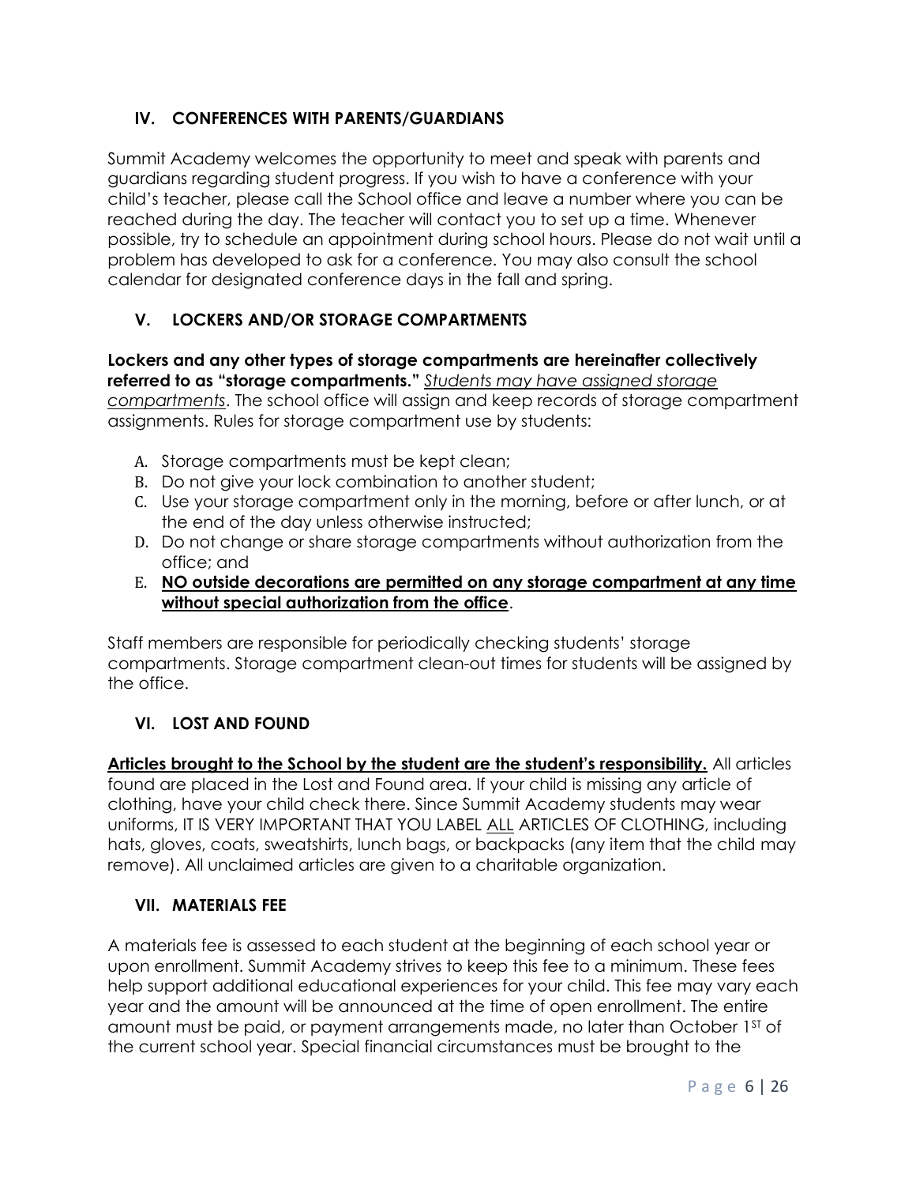## IV. CONFERENCES WITH PARENTS/GUARDIANS

Summit Academy welcomes the opportunity to meet and speak with parents and guardians regarding student progress. If you wish to have a conference with your child's teacher, please call the School office and leave a number where you can be reached during the day. The teacher will contact you to set up a time. Whenever possible, try to schedule an appointment during school hours. Please do not wait until a problem has developed to ask for a conference. You may also consult the school calendar for designated conference days in the fall and spring.

## V. LOCKERS AND/OR STORAGE COMPARTMENTS

**Lockers and any other types of storage compartments are hereinafter collectively referred to as "storage compartments."** *Students may have assigned storage compartments*. The school office will assign and keep records of storage compartment assignments. Rules for storage compartment use by students:

A. Storage compartments must be kept clean;
B. Do not give your lock combination to another student;
C. Use your storage compartment only in the morning, before or after lunch, or at the end of the day unless otherwise instructed;
D. Do not change or share storage compartments without authorization from the office; and
E. **NO outside decorations are permitted on any storage compartment at any time without special authorization from the office**.

Staff members are responsible for periodically checking students' storage compartments. Storage compartment clean-out times for students will be assigned by the office.

## VI. LOST AND FOUND

**Articles brought to the School by the student are the student's responsibility.** All articles found are placed in the Lost and Found area. If your child is missing any article of clothing, have your child check there. Since Summit Academy students may wear uniforms, IT IS VERY IMPORTANT THAT YOU LABEL ALL ARTICLES OF CLOTHING, including hats, gloves, coats, sweatshirts, lunch bags, or backpacks (any item that the child may remove). All unclaimed articles are given to a charitable organization.

## VII. MATERIALS FEE

A materials fee is assessed to each student at the beginning of each school year or upon enrollment. Summit Academy strives to keep this fee to a minimum. These fees help support additional educational experiences for your child. This fee may vary each year and the amount will be announced at the time of open enrollment. The entire amount must be paid, or payment arrangements made, no later than October 1ST of the current school year. Special financial circumstances must be brought to the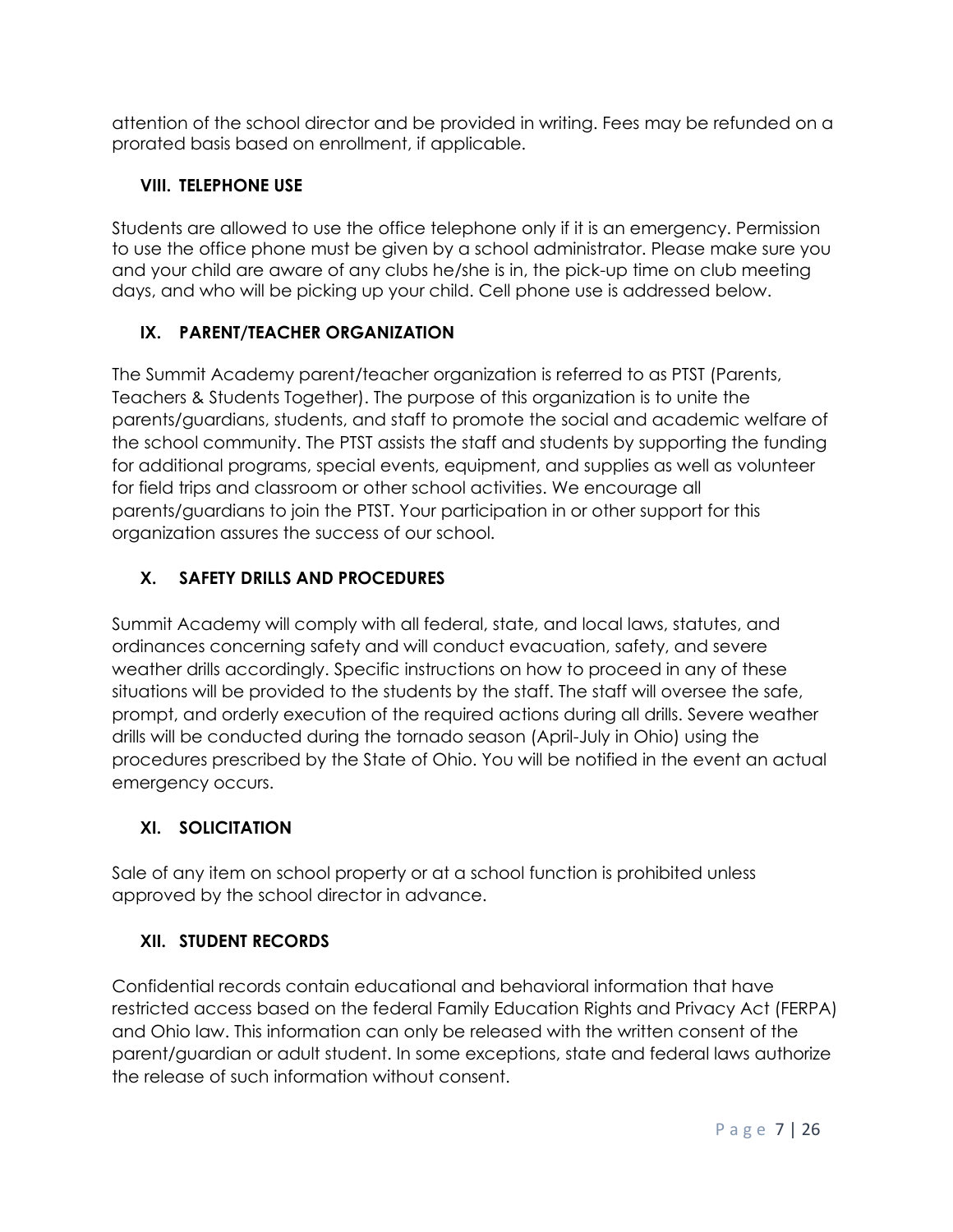attention of the school director and be provided in writing. Fees may be refunded on a prorated basis based on enrollment, if applicable.

## VIII. TELEPHONE USE

Students are allowed to use the office telephone only if it is an emergency. Permission to use the office phone must be given by a school administrator. Please make sure you and your child are aware of any clubs he/she is in, the pick-up time on club meeting days, and who will be picking up your child. Cell phone use is addressed below.

## IX. PARENT/TEACHER ORGANIZATION

The Summit Academy parent/teacher organization is referred to as PTST (Parents, Teachers & Students Together). The purpose of this organization is to unite the parents/guardians, students, and staff to promote the social and academic welfare of the school community. The PTST assists the staff and students by supporting the funding for additional programs, special events, equipment, and supplies as well as volunteer for field trips and classroom or other school activities. We encourage all parents/guardians to join the PTST. Your participation in or other support for this organization assures the success of our school.

## X. SAFETY DRILLS AND PROCEDURES

Summit Academy will comply with all federal, state, and local laws, statutes, and ordinances concerning safety and will conduct evacuation, safety, and severe weather drills accordingly. Specific instructions on how to proceed in any of these situations will be provided to the students by the staff. The staff will oversee the safe, prompt, and orderly execution of the required actions during all drills. Severe weather drills will be conducted during the tornado season (April-July in Ohio) using the procedures prescribed by the State of Ohio. You will be notified in the event an actual emergency occurs.

## XI. SOLICITATION

Sale of any item on school property or at a school function is prohibited unless approved by the school director in advance.

## XII. STUDENT RECORDS

Confidential records contain educational and behavioral information that have restricted access based on the federal Family Education Rights and Privacy Act (FERPA) and Ohio law. This information can only be released with the written consent of the parent/guardian or adult student. In some exceptions, state and federal laws authorize the release of such information without consent.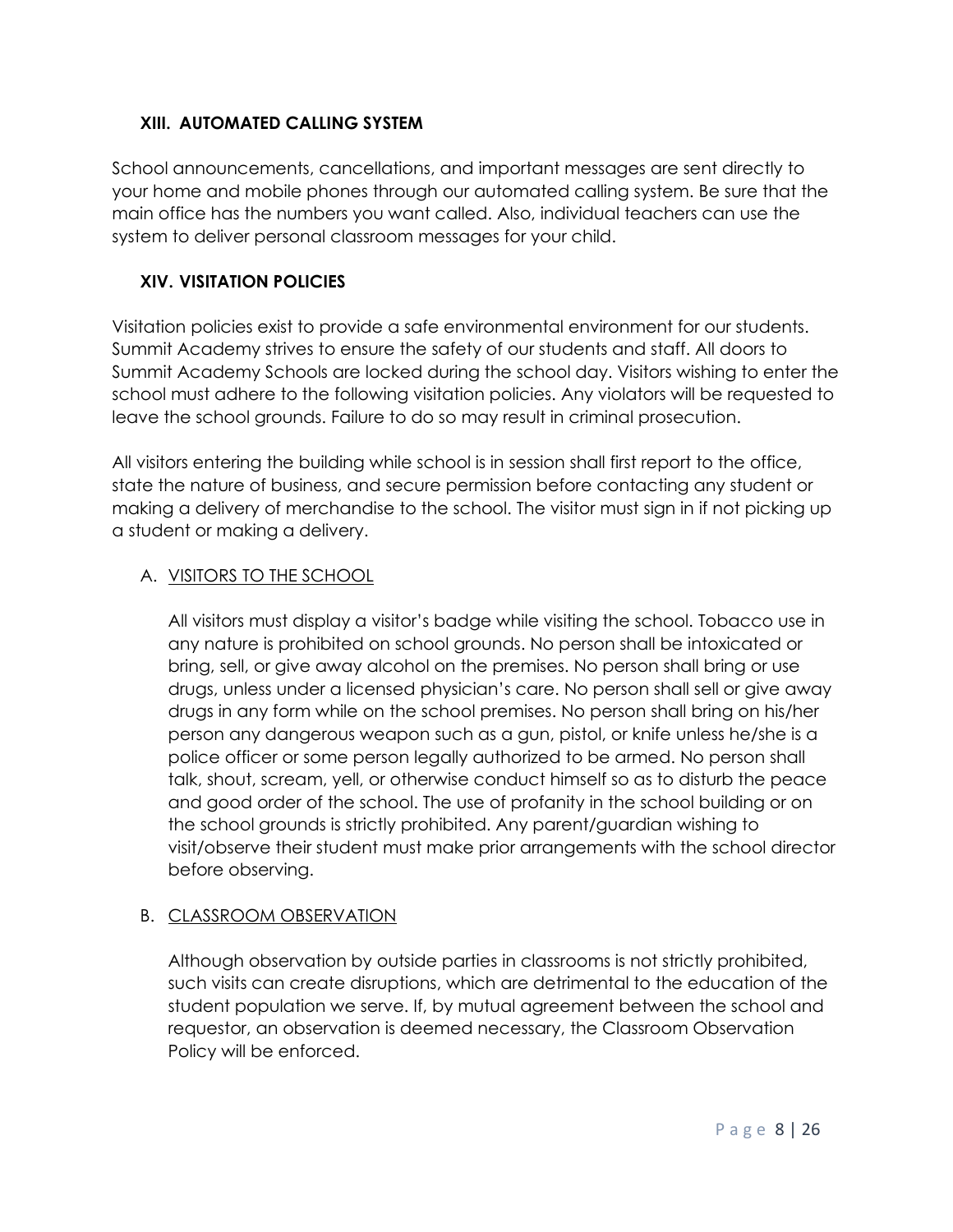## XIII. AUTOMATED CALLING SYSTEM

School announcements, cancellations, and important messages are sent directly to your home and mobile phones through our automated calling system. Be sure that the main office has the numbers you want called. Also, individual teachers can use the system to deliver personal classroom messages for your child.

## XIV. VISITATION POLICIES

Visitation policies exist to provide a safe environmental environment for our students. Summit Academy strives to ensure the safety of our students and staff. All doors to Summit Academy Schools are locked during the school day. Visitors wishing to enter the school must adhere to the following visitation policies. Any violators will be requested to leave the school grounds. Failure to do so may result in criminal prosecution.

All visitors entering the building while school is in session shall first report to the office, state the nature of business, and secure permission before contacting any student or making a delivery of merchandise to the school. The visitor must sign in if not picking up a student or making a delivery.

### A. VISITORS TO THE SCHOOL

All visitors must display a visitor's badge while visiting the school. Tobacco use in any nature is prohibited on school grounds. No person shall be intoxicated or bring, sell, or give away alcohol on the premises. No person shall bring or use drugs, unless under a licensed physician's care. No person shall sell or give away drugs in any form while on the school premises. No person shall bring on his/her person any dangerous weapon such as a gun, pistol, or knife unless he/she is a police officer or some person legally authorized to be armed. No person shall talk, shout, scream, yell, or otherwise conduct himself so as to disturb the peace and good order of the school. The use of profanity in the school building or on the school grounds is strictly prohibited. Any parent/guardian wishing to visit/observe their student must make prior arrangements with the school director before observing.

### B. CLASSROOM OBSERVATION

Although observation by outside parties in classrooms is not strictly prohibited, such visits can create disruptions, which are detrimental to the education of the student population we serve. If, by mutual agreement between the school and requestor, an observation is deemed necessary, the Classroom Observation Policy will be enforced.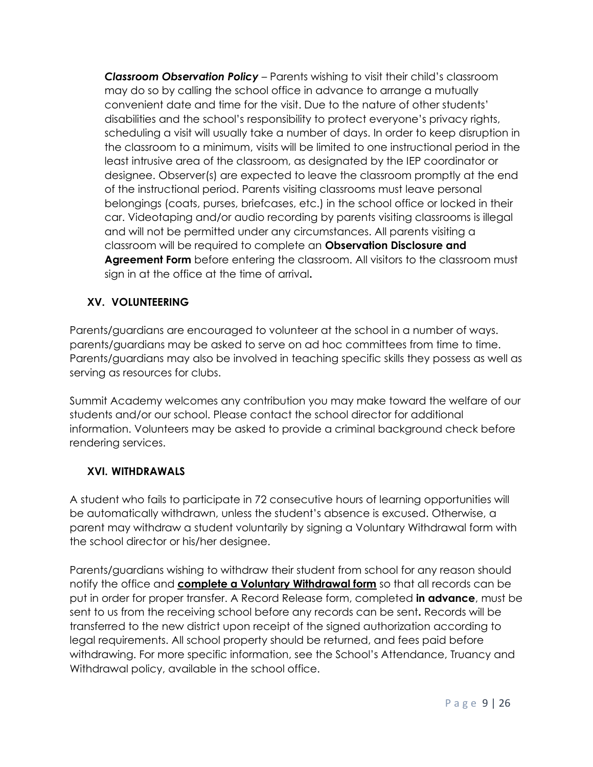***Classroom Observation Policy*** – Parents wishing to visit their child's classroom may do so by calling the school office in advance to arrange a mutually convenient date and time for the visit. Due to the nature of other students' disabilities and the school's responsibility to protect everyone's privacy rights, scheduling a visit will usually take a number of days. In order to keep disruption in the classroom to a minimum, visits will be limited to one instructional period in the least intrusive area of the classroom, as designated by the IEP coordinator or designee. Observer(s) are expected to leave the classroom promptly at the end of the instructional period. Parents visiting classrooms must leave personal belongings (coats, purses, briefcases, etc.) in the school office or locked in their car. Videotaping and/or audio recording by parents visiting classrooms is illegal and will not be permitted under any circumstances. All parents visiting a classroom will be required to complete an **Observation Disclosure and Agreement Form** before entering the classroom. All visitors to the classroom must sign in at the office at the time of arrival**.**

## XV. VOLUNTEERING

Parents/guardians are encouraged to volunteer at the school in a number of ways. parents/guardians may be asked to serve on ad hoc committees from time to time. Parents/guardians may also be involved in teaching specific skills they possess as well as serving as resources for clubs.

Summit Academy welcomes any contribution you may make toward the welfare of our students and/or our school. Please contact the school director for additional information. Volunteers may be asked to provide a criminal background check before rendering services.

## XVI. WITHDRAWALS

A student who fails to participate in 72 consecutive hours of learning opportunities will be automatically withdrawn, unless the student's absence is excused. Otherwise, a parent may withdraw a student voluntarily by signing a Voluntary Withdrawal form with the school director or his/her designee.

Parents/guardians wishing to withdraw their student from school for any reason should notify the office and **complete a Voluntary Withdrawal form** so that all records can be put in order for proper transfer. A Record Release form, completed **in advance**, must be sent to us from the receiving school before any records can be sent**.** Records will be transferred to the new district upon receipt of the signed authorization according to legal requirements. All school property should be returned, and fees paid before withdrawing. For more specific information, see the School's Attendance, Truancy and Withdrawal policy, available in the school office.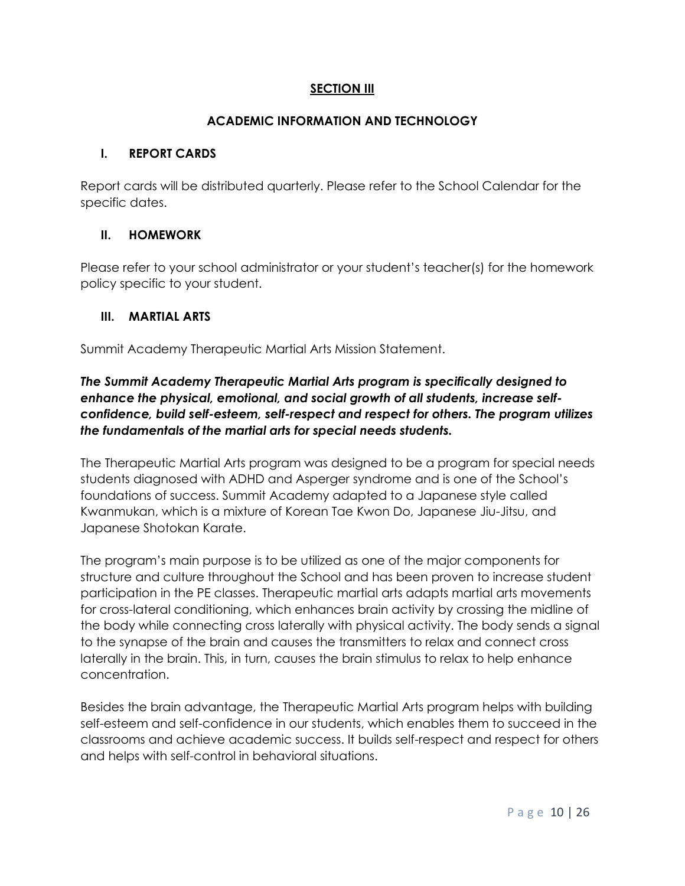## SECTION III

## ACADEMIC INFORMATION AND TECHNOLOGY

### I. REPORT CARDS

Report cards will be distributed quarterly. Please refer to the School Calendar for the specific dates.

### II. HOMEWORK

Please refer to your school administrator or your student's teacher(s) for the homework policy specific to your student.

### III. MARTIAL ARTS

Summit Academy Therapeutic Martial Arts Mission Statement.

***The Summit Academy Therapeutic Martial Arts program is specifically designed to enhance the physical, emotional, and social growth of all students, increase self-confidence, build self-esteem, self-respect and respect for others. The program utilizes the fundamentals of the martial arts for special needs students.***

The Therapeutic Martial Arts program was designed to be a program for special needs students diagnosed with ADHD and Asperger syndrome and is one of the School's foundations of success. Summit Academy adapted to a Japanese style called Kwanmukan, which is a mixture of Korean Tae Kwon Do, Japanese Jiu-Jitsu, and Japanese Shotokan Karate.

The program's main purpose is to be utilized as one of the major components for structure and culture throughout the School and has been proven to increase student participation in the PE classes. Therapeutic martial arts adapts martial arts movements for cross-lateral conditioning, which enhances brain activity by crossing the midline of the body while connecting cross laterally with physical activity. The body sends a signal to the synapse of the brain and causes the transmitters to relax and connect cross laterally in the brain. This, in turn, causes the brain stimulus to relax to help enhance concentration.

Besides the brain advantage, the Therapeutic Martial Arts program helps with building self-esteem and self-confidence in our students, which enables them to succeed in the classrooms and achieve academic success. It builds self-respect and respect for others and helps with self-control in behavioral situations.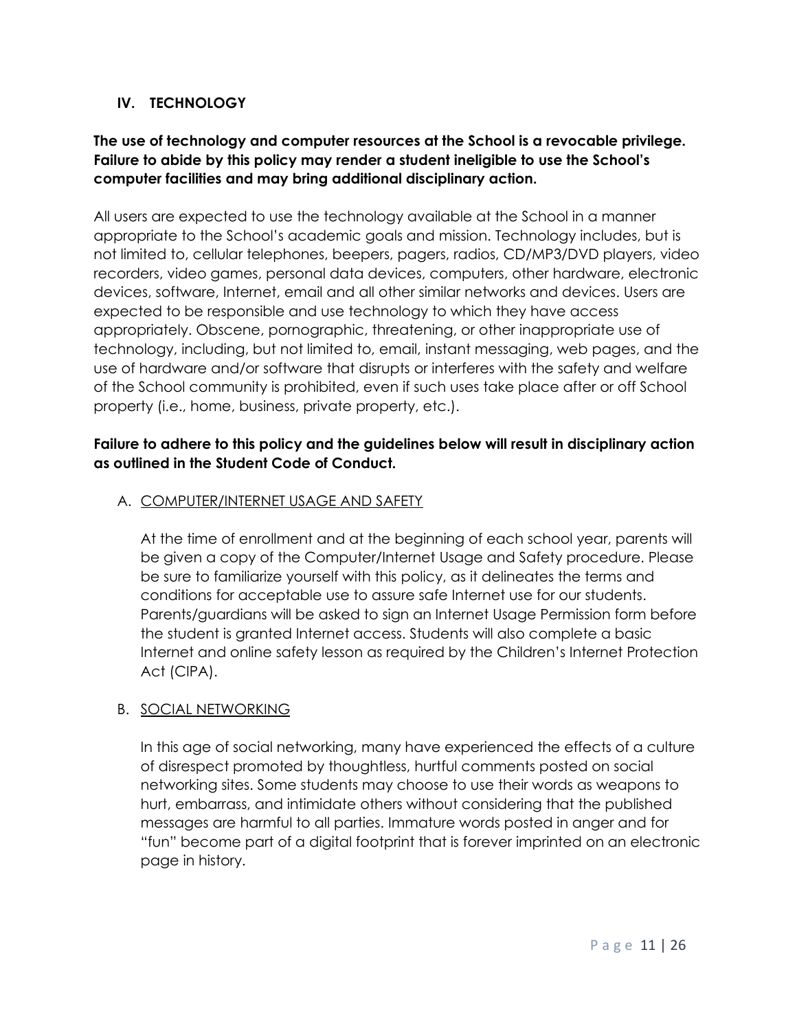## IV. TECHNOLOGY

**The use of technology and computer resources at the School is a revocable privilege. Failure to abide by this policy may render a student ineligible to use the School's computer facilities and may bring additional disciplinary action.**

All users are expected to use the technology available at the School in a manner appropriate to the School's academic goals and mission. Technology includes, but is not limited to, cellular telephones, beepers, pagers, radios, CD/MP3/DVD players, video recorders, video games, personal data devices, computers, other hardware, electronic devices, software, Internet, email and all other similar networks and devices. Users are expected to be responsible and use technology to which they have access appropriately. Obscene, pornographic, threatening, or other inappropriate use of technology, including, but not limited to, email, instant messaging, web pages, and the use of hardware and/or software that disrupts or interferes with the safety and welfare of the School community is prohibited, even if such uses take place after or off School property (i.e., home, business, private property, etc.).

**Failure to adhere to this policy and the guidelines below will result in disciplinary action as outlined in the Student Code of Conduct.**

### A. COMPUTER/INTERNET USAGE AND SAFETY

At the time of enrollment and at the beginning of each school year, parents will be given a copy of the Computer/Internet Usage and Safety procedure. Please be sure to familiarize yourself with this policy, as it delineates the terms and conditions for acceptable use to assure safe Internet use for our students. Parents/guardians will be asked to sign an Internet Usage Permission form before the student is granted Internet access. Students will also complete a basic Internet and online safety lesson as required by the Children's Internet Protection Act (CIPA).

### B. SOCIAL NETWORKING

In this age of social networking, many have experienced the effects of a culture of disrespect promoted by thoughtless, hurtful comments posted on social networking sites. Some students may choose to use their words as weapons to hurt, embarrass, and intimidate others without considering that the published messages are harmful to all parties. Immature words posted in anger and for "fun" become part of a digital footprint that is forever imprinted on an electronic page in history.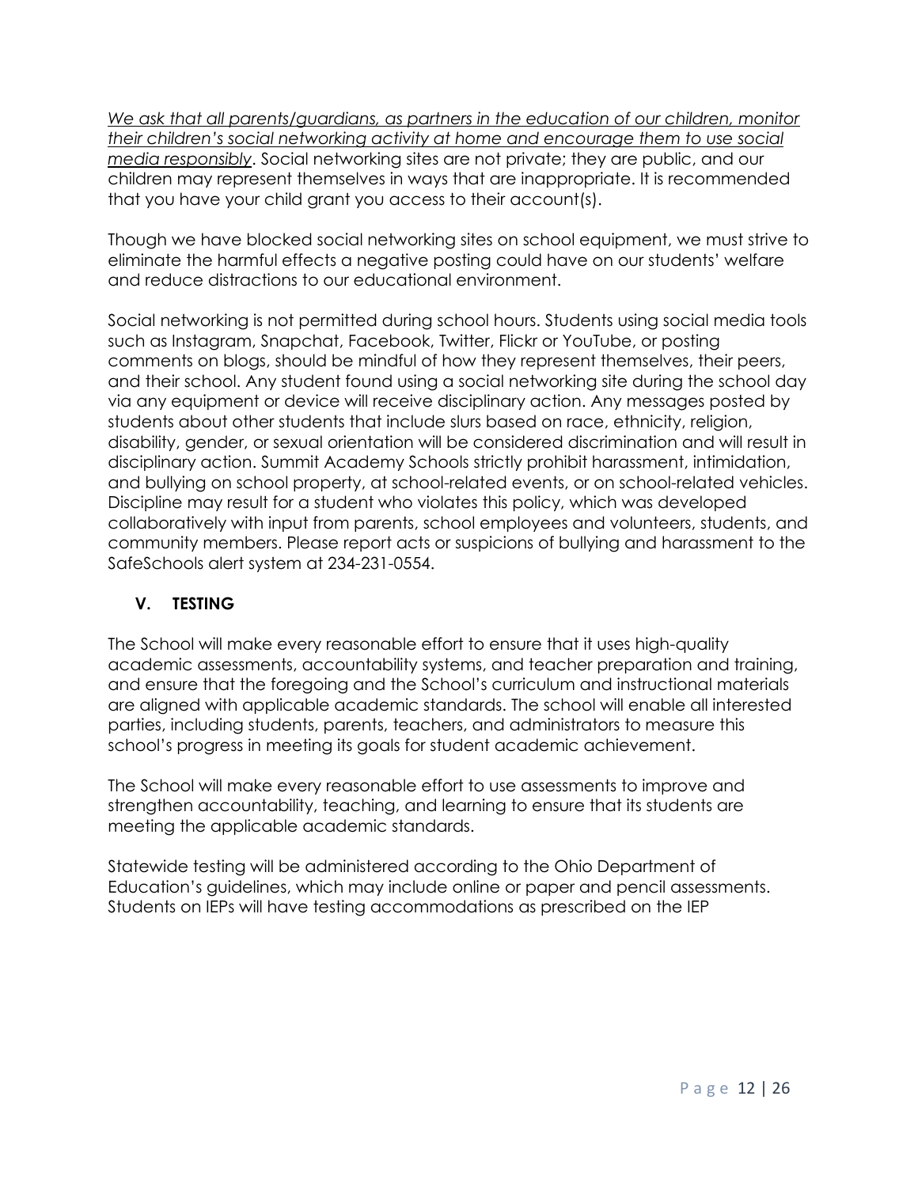*We ask that all parents/guardians, as partners in the education of our children, monitor their children's social networking activity at home and encourage them to use social media responsibly*. Social networking sites are not private; they are public, and our children may represent themselves in ways that are inappropriate. It is recommended that you have your child grant you access to their account(s).

Though we have blocked social networking sites on school equipment, we must strive to eliminate the harmful effects a negative posting could have on our students' welfare and reduce distractions to our educational environment.

Social networking is not permitted during school hours. Students using social media tools such as Instagram, Snapchat, Facebook, Twitter, Flickr or YouTube, or posting comments on blogs, should be mindful of how they represent themselves, their peers, and their school. Any student found using a social networking site during the school day via any equipment or device will receive disciplinary action. Any messages posted by students about other students that include slurs based on race, ethnicity, religion, disability, gender, or sexual orientation will be considered discrimination and will result in disciplinary action. Summit Academy Schools strictly prohibit harassment, intimidation, and bullying on school property, at school-related events, or on school-related vehicles. Discipline may result for a student who violates this policy, which was developed collaboratively with input from parents, school employees and volunteers, students, and community members. Please report acts or suspicions of bullying and harassment to the SafeSchools alert system at 234-231-0554.

## V. TESTING

The School will make every reasonable effort to ensure that it uses high-quality academic assessments, accountability systems, and teacher preparation and training, and ensure that the foregoing and the School's curriculum and instructional materials are aligned with applicable academic standards. The school will enable all interested parties, including students, parents, teachers, and administrators to measure this school's progress in meeting its goals for student academic achievement.

The School will make every reasonable effort to use assessments to improve and strengthen accountability, teaching, and learning to ensure that its students are meeting the applicable academic standards.

Statewide testing will be administered according to the Ohio Department of Education's guidelines, which may include online or paper and pencil assessments. Students on IEPs will have testing accommodations as prescribed on the IEP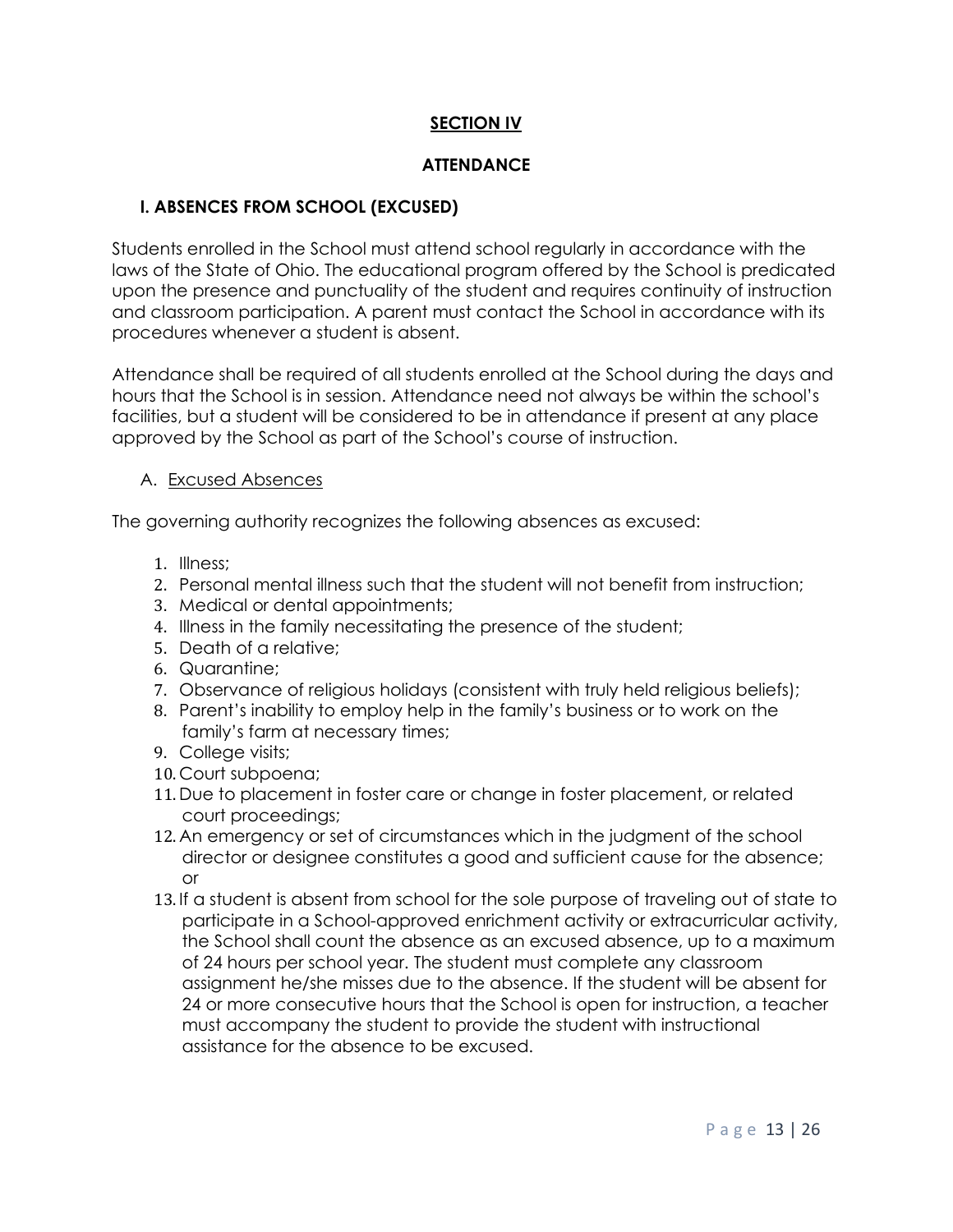## SECTION IV

## ATTENDANCE

### I. ABSENCES FROM SCHOOL (EXCUSED)

Students enrolled in the School must attend school regularly in accordance with the laws of the State of Ohio. The educational program offered by the School is predicated upon the presence and punctuality of the student and requires continuity of instruction and classroom participation. A parent must contact the School in accordance with its procedures whenever a student is absent.

Attendance shall be required of all students enrolled at the School during the days and hours that the School is in session. Attendance need not always be within the school's facilities, but a student will be considered to be in attendance if present at any place approved by the School as part of the School's course of instruction.

A. Excused Absences

The governing authority recognizes the following absences as excused:

1. Illness;
2. Personal mental illness such that the student will not benefit from instruction;
3. Medical or dental appointments;
4. Illness in the family necessitating the presence of the student;
5. Death of a relative;
6. Quarantine;
7. Observance of religious holidays (consistent with truly held religious beliefs);
8. Parent's inability to employ help in the family's business or to work on the family's farm at necessary times;
9. College visits;
10. Court subpoena;
11. Due to placement in foster care or change in foster placement, or related court proceedings;
12. An emergency or set of circumstances which in the judgment of the school director or designee constitutes a good and sufficient cause for the absence; or
13. If a student is absent from school for the sole purpose of traveling out of state to participate in a School-approved enrichment activity or extracurricular activity, the School shall count the absence as an excused absence, up to a maximum of 24 hours per school year. The student must complete any classroom assignment he/she misses due to the absence. If the student will be absent for 24 or more consecutive hours that the School is open for instruction, a teacher must accompany the student to provide the student with instructional assistance for the absence to be excused.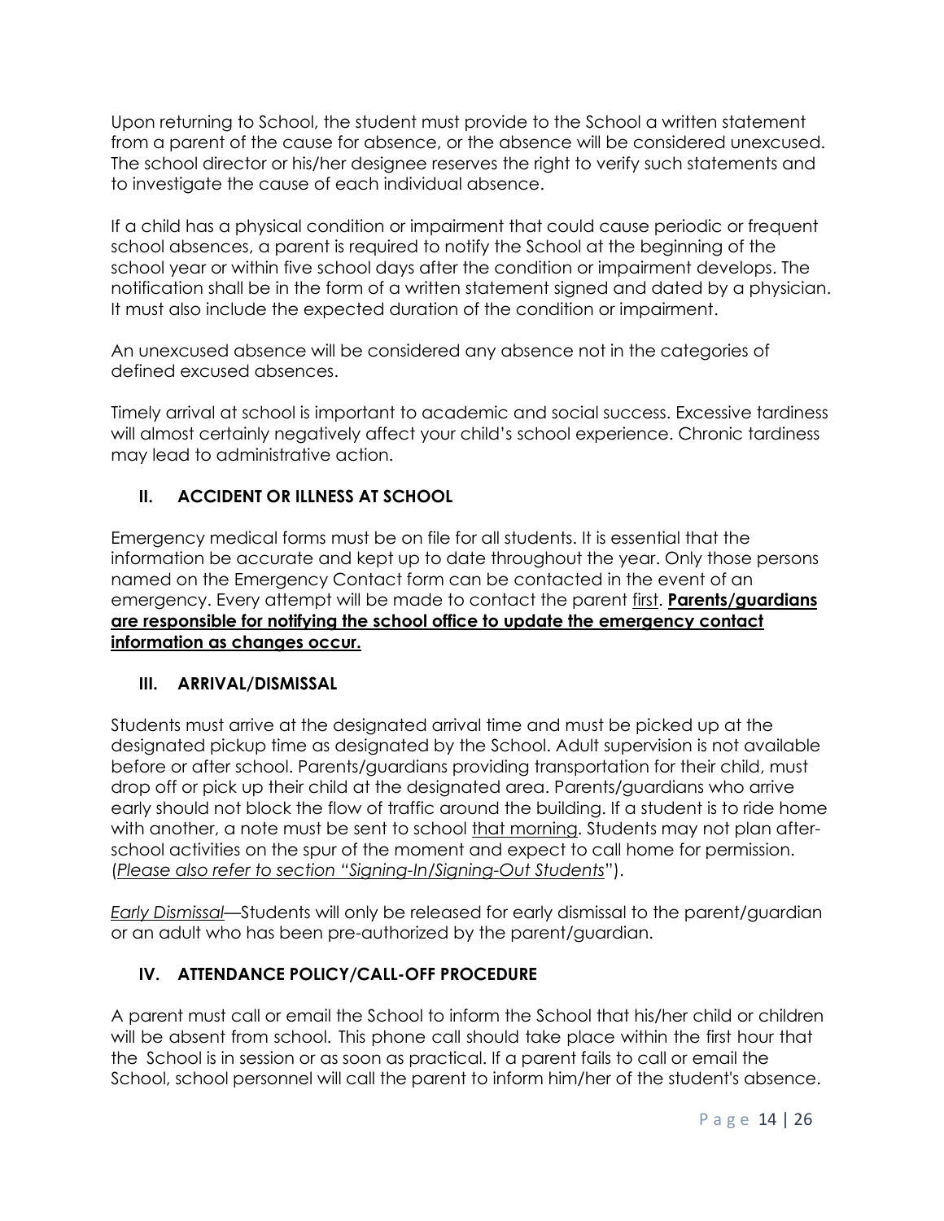Upon returning to School, the student must provide to the School a written statement from a parent of the cause for absence, or the absence will be considered unexcused. The school director or his/her designee reserves the right to verify such statements and to investigate the cause of each individual absence.

If a child has a physical condition or impairment that could cause periodic or frequent school absences, a parent is required to notify the School at the beginning of the school year or within five school days after the condition or impairment develops. The notification shall be in the form of a written statement signed and dated by a physician. It must also include the expected duration of the condition or impairment.

An unexcused absence will be considered any absence not in the categories of defined excused absences.

Timely arrival at school is important to academic and social success. Excessive tardiness will almost certainly negatively affect your child's school experience. Chronic tardiness may lead to administrative action.

## II. ACCIDENT OR ILLNESS AT SCHOOL

Emergency medical forms must be on file for all students. It is essential that the information be accurate and kept up to date throughout the year. Only those persons named on the Emergency Contact form can be contacted in the event of an emergency. Every attempt will be made to contact the parent first. **Parents/guardians are responsible for notifying the school office to update the emergency contact information as changes occur.**

## III. ARRIVAL/DISMISSAL

Students must arrive at the designated arrival time and must be picked up at the designated pickup time as designated by the School. Adult supervision is not available before or after school. Parents/guardians providing transportation for their child, must drop off or pick up their child at the designated area. Parents/guardians who arrive early should not block the flow of traffic around the building. If a student is to ride home with another, a note must be sent to school that morning. Students may not plan after-school activities on the spur of the moment and expect to call home for permission. (*Please also refer to section "Signing-In/Signing-Out Students*").

*Early Dismissal*—Students will only be released for early dismissal to the parent/guardian or an adult who has been pre-authorized by the parent/guardian.

## IV. ATTENDANCE POLICY/CALL-OFF PROCEDURE

A parent must call or email the School to inform the School that his/her child or children will be absent from school. This phone call should take place within the first hour that the School is in session or as soon as practical. If a parent fails to call or email the School, school personnel will call the parent to inform him/her of the student's absence.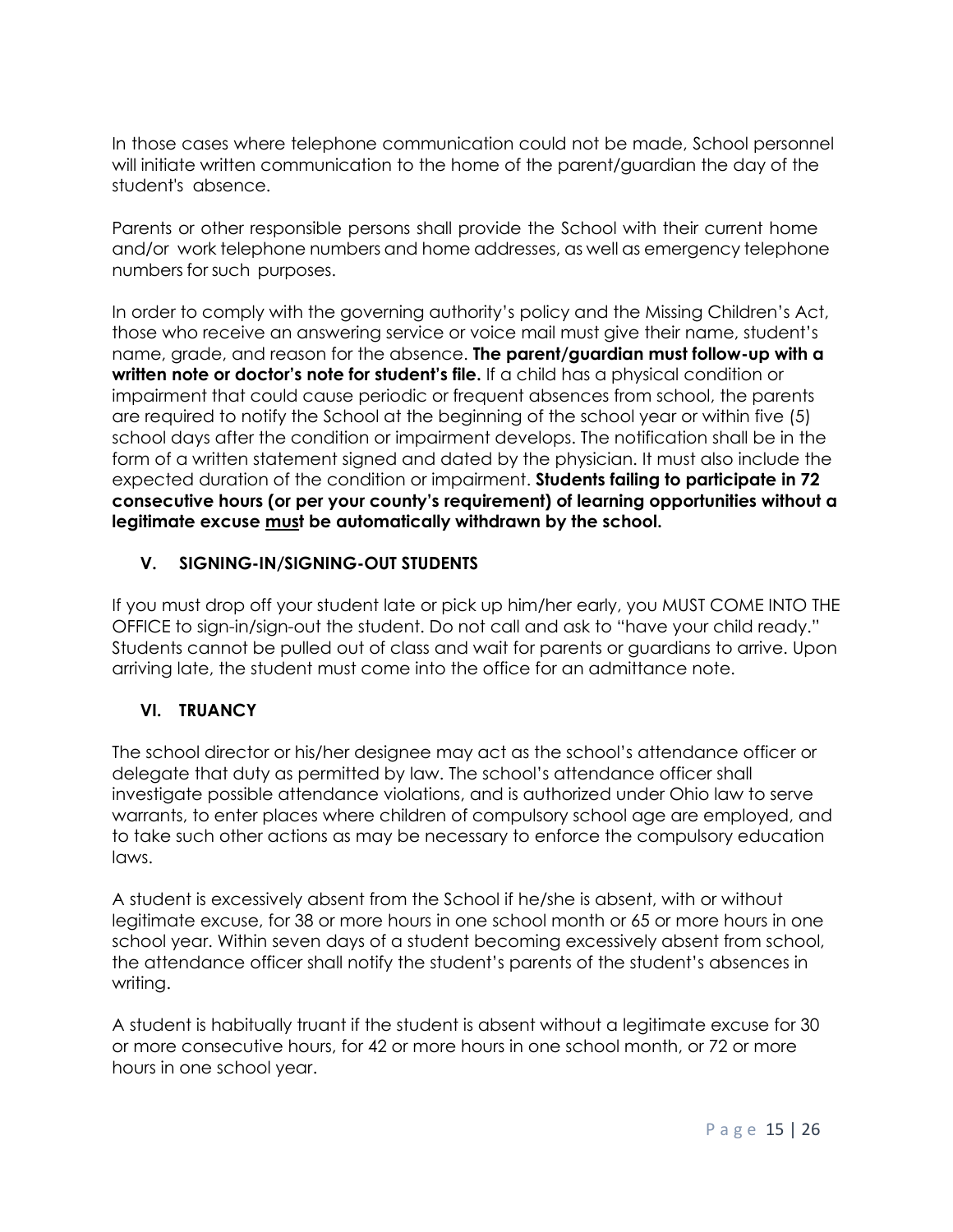In those cases where telephone communication could not be made, School personnel will initiate written communication to the home of the parent/guardian the day of the student's absence.

Parents or other responsible persons shall provide the School with their current home and/or work telephone numbers and home addresses, as well as emergency telephone numbers for such purposes.

In order to comply with the governing authority's policy and the Missing Children's Act, those who receive an answering service or voice mail must give their name, student's name, grade, and reason for the absence. **The parent/guardian must follow-up with a written note or doctor's note for student's file.** If a child has a physical condition or impairment that could cause periodic or frequent absences from school, the parents are required to notify the School at the beginning of the school year or within five (5) school days after the condition or impairment develops. The notification shall be in the form of a written statement signed and dated by the physician. It must also include the expected duration of the condition or impairment. **Students failing to participate in 72 consecutive hours (or per your county's requirement) of learning opportunities without a legitimate excuse must be automatically withdrawn by the school.**

## V. SIGNING-IN/SIGNING-OUT STUDENTS

If you must drop off your student late or pick up him/her early, you MUST COME INTO THE OFFICE to sign-in/sign-out the student. Do not call and ask to "have your child ready." Students cannot be pulled out of class and wait for parents or guardians to arrive. Upon arriving late, the student must come into the office for an admittance note.

## VI. TRUANCY

The school director or his/her designee may act as the school's attendance officer or delegate that duty as permitted by law. The school's attendance officer shall investigate possible attendance violations, and is authorized under Ohio law to serve warrants, to enter places where children of compulsory school age are employed, and to take such other actions as may be necessary to enforce the compulsory education laws.

A student is excessively absent from the School if he/she is absent, with or without legitimate excuse, for 38 or more hours in one school month or 65 or more hours in one school year. Within seven days of a student becoming excessively absent from school, the attendance officer shall notify the student's parents of the student's absences in writing.

A student is habitually truant if the student is absent without a legitimate excuse for 30 or more consecutive hours, for 42 or more hours in one school month, or 72 or more hours in one school year.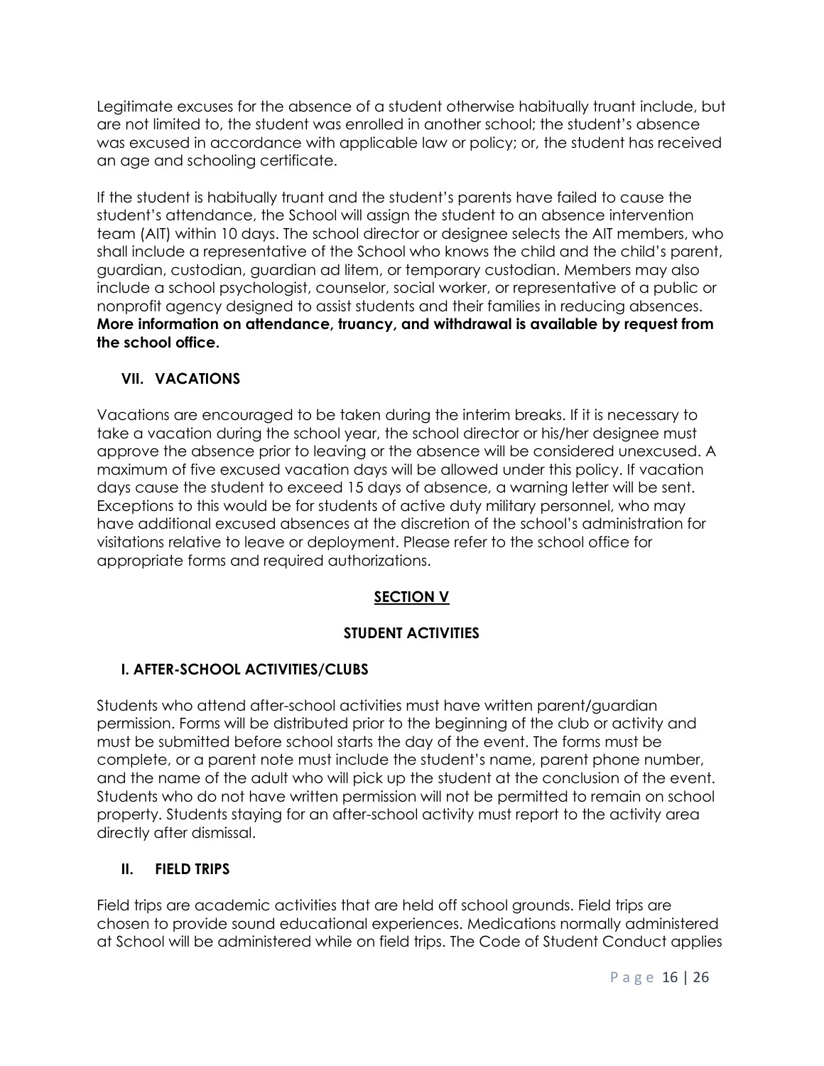Legitimate excuses for the absence of a student otherwise habitually truant include, but are not limited to, the student was enrolled in another school; the student's absence was excused in accordance with applicable law or policy; or, the student has received an age and schooling certificate.

If the student is habitually truant and the student's parents have failed to cause the student's attendance, the School will assign the student to an absence intervention team (AIT) within 10 days. The school director or designee selects the AIT members, who shall include a representative of the School who knows the child and the child's parent, guardian, custodian, guardian ad litem, or temporary custodian. Members may also include a school psychologist, counselor, social worker, or representative of a public or nonprofit agency designed to assist students and their families in reducing absences. **More information on attendance, truancy, and withdrawal is available by request from the school office.**

### VII. VACATIONS

Vacations are encouraged to be taken during the interim breaks. If it is necessary to take a vacation during the school year, the school director or his/her designee must approve the absence prior to leaving or the absence will be considered unexcused. A maximum of five excused vacation days will be allowed under this policy. If vacation days cause the student to exceed 15 days of absence, a warning letter will be sent. Exceptions to this would be for students of active duty military personnel, who may have additional excused absences at the discretion of the school's administration for visitations relative to leave or deployment. Please refer to the school office for appropriate forms and required authorizations.

## SECTION V

## STUDENT ACTIVITIES

### I. AFTER-SCHOOL ACTIVITIES/CLUBS

Students who attend after-school activities must have written parent/guardian permission. Forms will be distributed prior to the beginning of the club or activity and must be submitted before school starts the day of the event. The forms must be complete, or a parent note must include the student's name, parent phone number, and the name of the adult who will pick up the student at the conclusion of the event. Students who do not have written permission will not be permitted to remain on school property. Students staying for an after-school activity must report to the activity area directly after dismissal.

### II. FIELD TRIPS

Field trips are academic activities that are held off school grounds. Field trips are chosen to provide sound educational experiences. Medications normally administered at School will be administered while on field trips. The Code of Student Conduct applies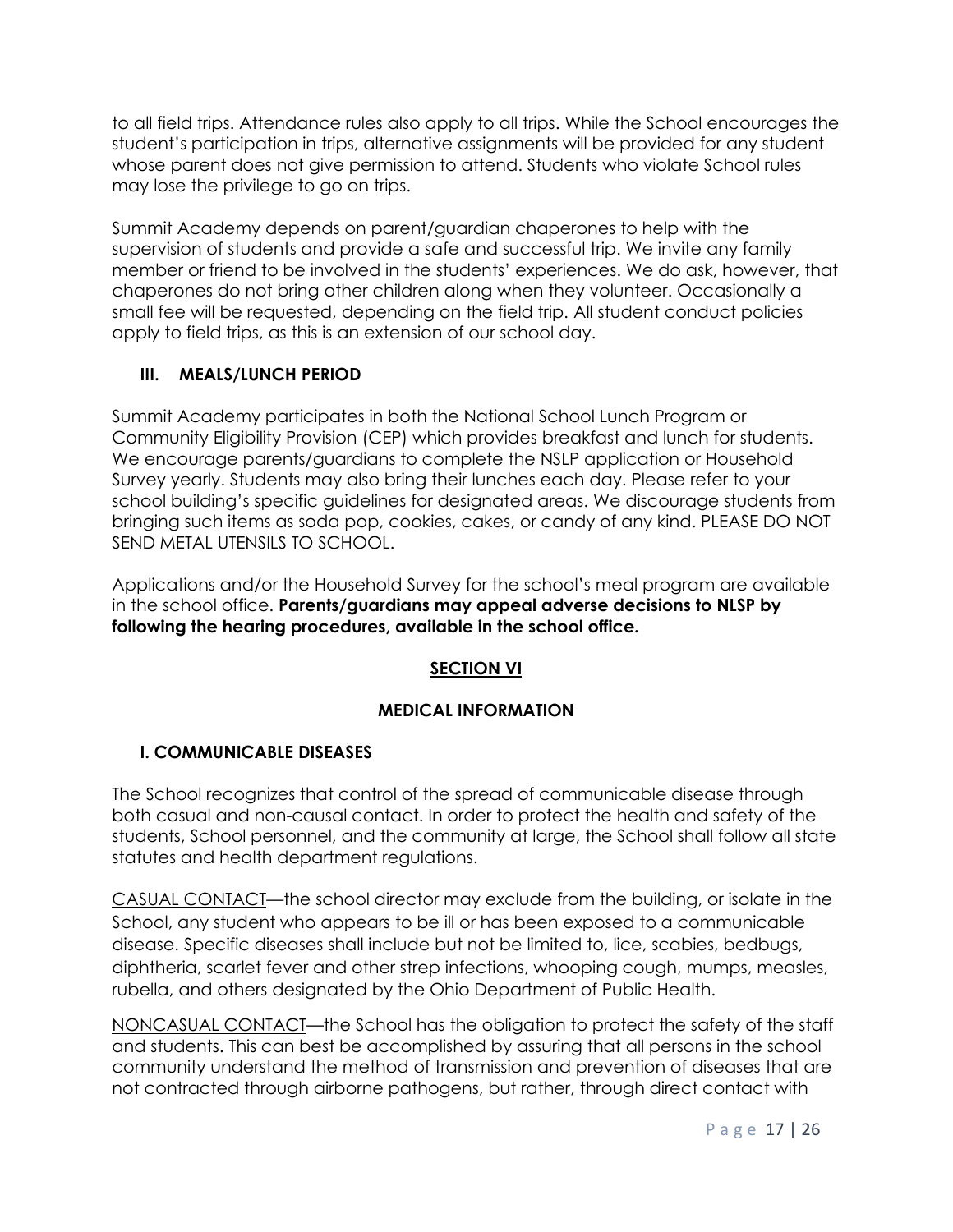to all field trips. Attendance rules also apply to all trips. While the School encourages the student's participation in trips, alternative assignments will be provided for any student whose parent does not give permission to attend. Students who violate School rules may lose the privilege to go on trips.

Summit Academy depends on parent/guardian chaperones to help with the supervision of students and provide a safe and successful trip. We invite any family member or friend to be involved in the students' experiences. We do ask, however, that chaperones do not bring other children along when they volunteer. Occasionally a small fee will be requested, depending on the field trip. All student conduct policies apply to field trips, as this is an extension of our school day.

### III. MEALS/LUNCH PERIOD

Summit Academy participates in both the National School Lunch Program or Community Eligibility Provision (CEP) which provides breakfast and lunch for students. We encourage parents/guardians to complete the NSLP application or Household Survey yearly. Students may also bring their lunches each day. Please refer to your school building's specific guidelines for designated areas. We discourage students from bringing such items as soda pop, cookies, cakes, or candy of any kind. PLEASE DO NOT SEND METAL UTENSILS TO SCHOOL.

Applications and/or the Household Survey for the school's meal program are available in the school office. **Parents/guardians may appeal adverse decisions to NLSP by following the hearing procedures, available in the school office.**

## SECTION VI

## MEDICAL INFORMATION

### I. COMMUNICABLE DISEASES

The School recognizes that control of the spread of communicable disease through both casual and non-causal contact. In order to protect the health and safety of the students, School personnel, and the community at large, the School shall follow all state statutes and health department regulations.

CASUAL CONTACT—the school director may exclude from the building, or isolate in the School, any student who appears to be ill or has been exposed to a communicable disease. Specific diseases shall include but not be limited to, lice, scabies, bedbugs, diphtheria, scarlet fever and other strep infections, whooping cough, mumps, measles, rubella, and others designated by the Ohio Department of Public Health.

NONCASUAL CONTACT—the School has the obligation to protect the safety of the staff and students. This can best be accomplished by assuring that all persons in the school community understand the method of transmission and prevention of diseases that are not contracted through airborne pathogens, but rather, through direct contact with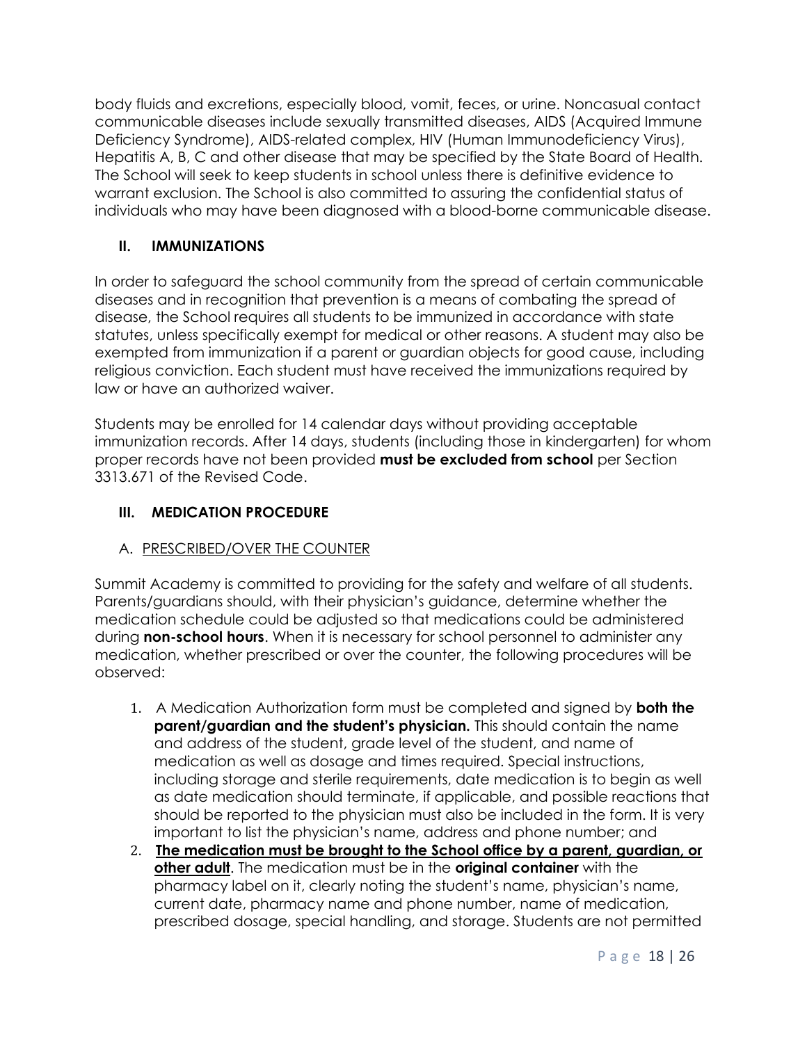body fluids and excretions, especially blood, vomit, feces, or urine. Noncasual contact communicable diseases include sexually transmitted diseases, AIDS (Acquired Immune Deficiency Syndrome), AIDS-related complex, HIV (Human Immunodeficiency Virus), Hepatitis A, B, C and other disease that may be specified by the State Board of Health. The School will seek to keep students in school unless there is definitive evidence to warrant exclusion. The School is also committed to assuring the confidential status of individuals who may have been diagnosed with a blood-borne communicable disease.

## II. IMMUNIZATIONS

In order to safeguard the school community from the spread of certain communicable diseases and in recognition that prevention is a means of combating the spread of disease, the School requires all students to be immunized in accordance with state statutes, unless specifically exempt for medical or other reasons. A student may also be exempted from immunization if a parent or guardian objects for good cause, including religious conviction. Each student must have received the immunizations required by law or have an authorized waiver.

Students may be enrolled for 14 calendar days without providing acceptable immunization records. After 14 days, students (including those in kindergarten) for whom proper records have not been provided **must be excluded from school** per Section 3313.671 of the Revised Code.

## III. MEDICATION PROCEDURE

### A. PRESCRIBED/OVER THE COUNTER

Summit Academy is committed to providing for the safety and welfare of all students. Parents/guardians should, with their physician's guidance, determine whether the medication schedule could be adjusted so that medications could be administered during **non-school hours**. When it is necessary for school personnel to administer any medication, whether prescribed or over the counter, the following procedures will be observed:

1. A Medication Authorization form must be completed and signed by **both the parent/guardian and the student's physician.** This should contain the name and address of the student, grade level of the student, and name of medication as well as dosage and times required. Special instructions, including storage and sterile requirements, date medication is to begin as well as date medication should terminate, if applicable, and possible reactions that should be reported to the physician must also be included in the form. It is very important to list the physician's name, address and phone number; and
2. **The medication must be brought to the School office by a parent, guardian, or other adult**. The medication must be in the **original container** with the pharmacy label on it, clearly noting the student's name, physician's name, current date, pharmacy name and phone number, name of medication, prescribed dosage, special handling, and storage. Students are not permitted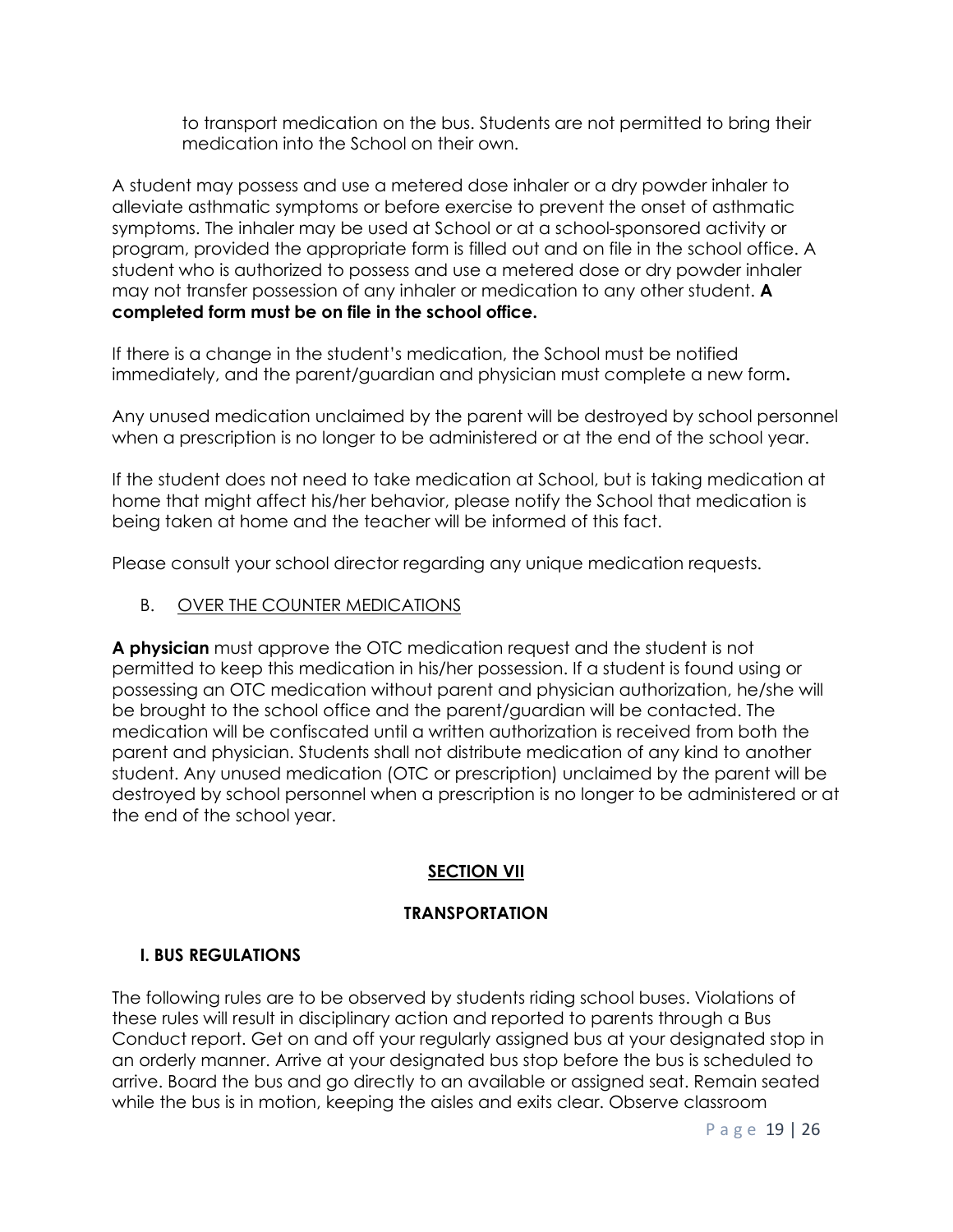to transport medication on the bus. Students are not permitted to bring their medication into the School on their own.

A student may possess and use a metered dose inhaler or a dry powder inhaler to alleviate asthmatic symptoms or before exercise to prevent the onset of asthmatic symptoms. The inhaler may be used at School or at a school-sponsored activity or program, provided the appropriate form is filled out and on file in the school office. A student who is authorized to possess and use a metered dose or dry powder inhaler may not transfer possession of any inhaler or medication to any other student. **A completed form must be on file in the school office.**

If there is a change in the student's medication, the School must be notified immediately, and the parent/guardian and physician must complete a new form**.**

Any unused medication unclaimed by the parent will be destroyed by school personnel when a prescription is no longer to be administered or at the end of the school year.

If the student does not need to take medication at School, but is taking medication at home that might affect his/her behavior, please notify the School that medication is being taken at home and the teacher will be informed of this fact.

Please consult your school director regarding any unique medication requests.

B. <u>OVER THE COUNTER MEDICATIONS</u>

**A physician** must approve the OTC medication request and the student is not permitted to keep this medication in his/her possession. If a student is found using or possessing an OTC medication without parent and physician authorization, he/she will be brought to the school office and the parent/guardian will be contacted. The medication will be confiscated until a written authorization is received from both the parent and physician. Students shall not distribute medication of any kind to another student. Any unused medication (OTC or prescription) unclaimed by the parent will be destroyed by school personnel when a prescription is no longer to be administered or at the end of the school year.

## SECTION VII

## TRANSPORTATION

### I. BUS REGULATIONS

The following rules are to be observed by students riding school buses. Violations of these rules will result in disciplinary action and reported to parents through a Bus Conduct report. Get on and off your regularly assigned bus at your designated stop in an orderly manner. Arrive at your designated bus stop before the bus is scheduled to arrive. Board the bus and go directly to an available or assigned seat. Remain seated while the bus is in motion, keeping the aisles and exits clear. Observe classroom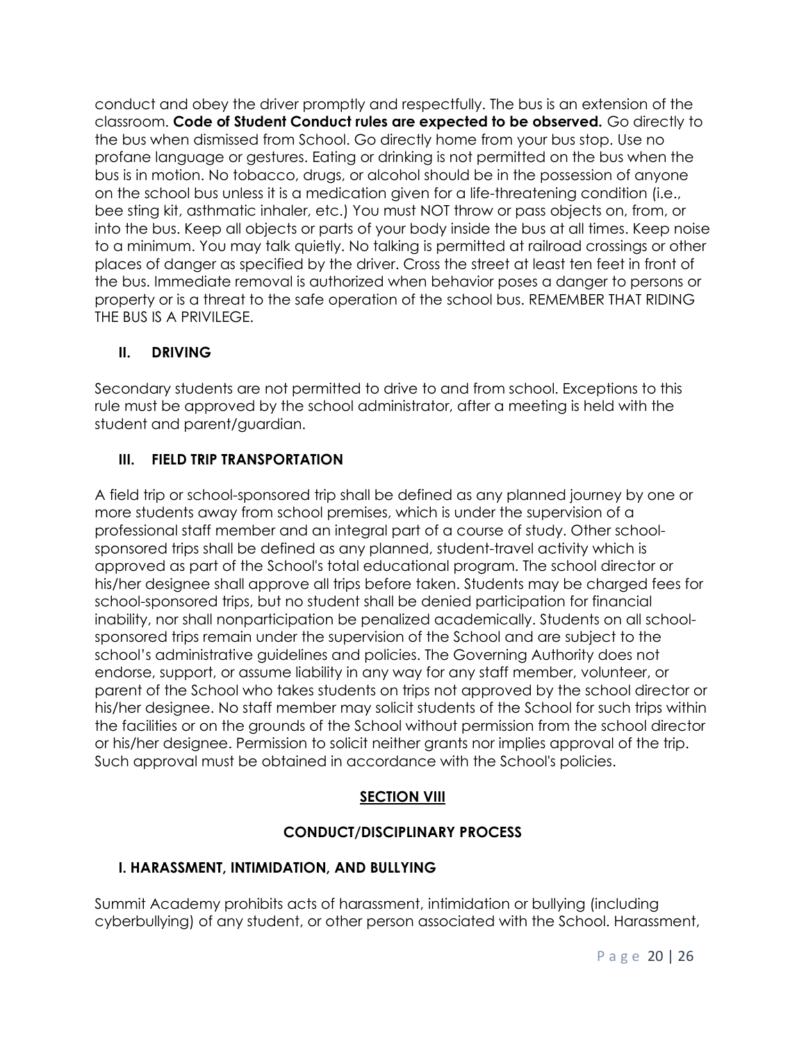conduct and obey the driver promptly and respectfully. The bus is an extension of the classroom. **Code of Student Conduct rules are expected to be observed.** Go directly to the bus when dismissed from School. Go directly home from your bus stop. Use no profane language or gestures. Eating or drinking is not permitted on the bus when the bus is in motion. No tobacco, drugs, or alcohol should be in the possession of anyone on the school bus unless it is a medication given for a life-threatening condition (i.e., bee sting kit, asthmatic inhaler, etc.) You must NOT throw or pass objects on, from, or into the bus. Keep all objects or parts of your body inside the bus at all times. Keep noise to a minimum. You may talk quietly. No talking is permitted at railroad crossings or other places of danger as specified by the driver. Cross the street at least ten feet in front of the bus. Immediate removal is authorized when behavior poses a danger to persons or property or is a threat to the safe operation of the school bus. REMEMBER THAT RIDING THE BUS IS A PRIVILEGE.

### II. DRIVING

Secondary students are not permitted to drive to and from school. Exceptions to this rule must be approved by the school administrator, after a meeting is held with the student and parent/guardian.

### III. FIELD TRIP TRANSPORTATION

A field trip or school-sponsored trip shall be defined as any planned journey by one or more students away from school premises, which is under the supervision of a professional staff member and an integral part of a course of study. Other school-sponsored trips shall be defined as any planned, student-travel activity which is approved as part of the School's total educational program. The school director or his/her designee shall approve all trips before taken. Students may be charged fees for school-sponsored trips, but no student shall be denied participation for financial inability, nor shall nonparticipation be penalized academically. Students on all school-sponsored trips remain under the supervision of the School and are subject to the school's administrative guidelines and policies. The Governing Authority does not endorse, support, or assume liability in any way for any staff member, volunteer, or parent of the School who takes students on trips not approved by the school director or his/her designee. No staff member may solicit students of the School for such trips within the facilities or on the grounds of the School without permission from the school director or his/her designee. Permission to solicit neither grants nor implies approval of the trip. Such approval must be obtained in accordance with the School's policies.

## SECTION VIII

## CONDUCT/DISCIPLINARY PROCESS

### I. HARASSMENT, INTIMIDATION, AND BULLYING

Summit Academy prohibits acts of harassment, intimidation or bullying (including cyberbullying) of any student, or other person associated with the School. Harassment,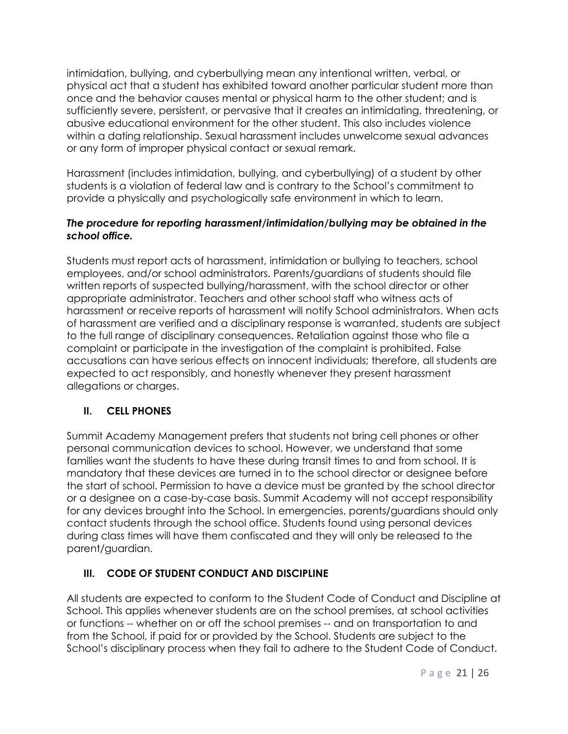intimidation, bullying, and cyberbullying mean any intentional written, verbal, or physical act that a student has exhibited toward another particular student more than once and the behavior causes mental or physical harm to the other student; and is sufficiently severe, persistent, or pervasive that it creates an intimidating, threatening, or abusive educational environment for the other student. This also includes violence within a dating relationship. Sexual harassment includes unwelcome sexual advances or any form of improper physical contact or sexual remark.

Harassment (includes intimidation, bullying, and cyberbullying) of a student by other students is a violation of federal law and is contrary to the School's commitment to provide a physically and psychologically safe environment in which to learn.

***The procedure for reporting harassment/intimidation/bullying may be obtained in the school office.***

Students must report acts of harassment, intimidation or bullying to teachers, school employees, and/or school administrators. Parents/guardians of students should file written reports of suspected bullying/harassment, with the school director or other appropriate administrator. Teachers and other school staff who witness acts of harassment or receive reports of harassment will notify School administrators. When acts of harassment are verified and a disciplinary response is warranted, students are subject to the full range of disciplinary consequences. Retaliation against those who file a complaint or participate in the investigation of the complaint is prohibited. False accusations can have serious effects on innocent individuals; therefore, all students are expected to act responsibly, and honestly whenever they present harassment allegations or charges.

## II. CELL PHONES

Summit Academy Management prefers that students not bring cell phones or other personal communication devices to school. However, we understand that some families want the students to have these during transit times to and from school. It is mandatory that these devices are turned in to the school director or designee before the start of school. Permission to have a device must be granted by the school director or a designee on a case-by-case basis. Summit Academy will not accept responsibility for any devices brought into the School. In emergencies, parents/guardians should only contact students through the school office. Students found using personal devices during class times will have them confiscated and they will only be released to the parent/guardian.

## III. CODE OF STUDENT CONDUCT AND DISCIPLINE

All students are expected to conform to the Student Code of Conduct and Discipline at School. This applies whenever students are on the school premises, at school activities or functions -- whether on or off the school premises -- and on transportation to and from the School, if paid for or provided by the School. Students are subject to the School's disciplinary process when they fail to adhere to the Student Code of Conduct.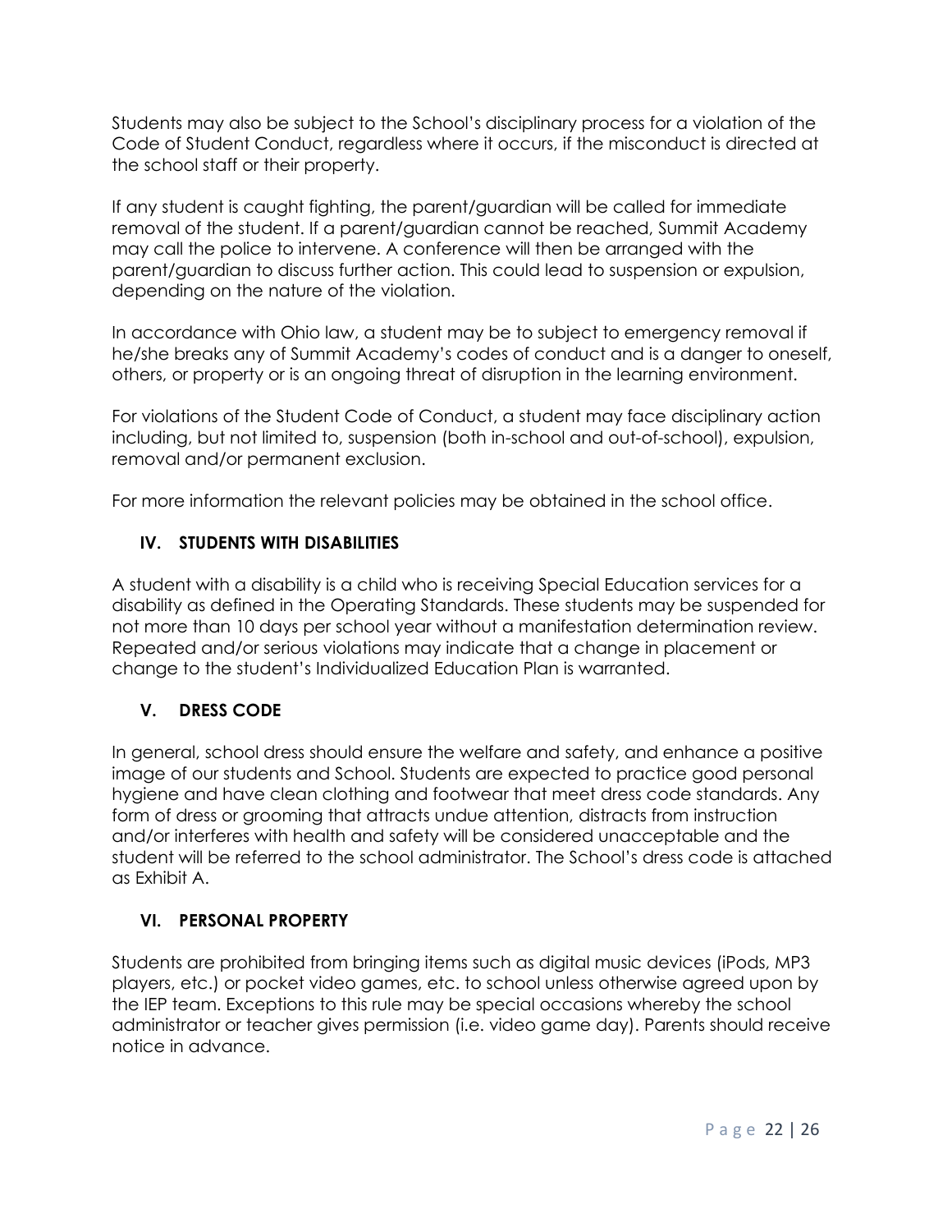Students may also be subject to the School's disciplinary process for a violation of the Code of Student Conduct, regardless where it occurs, if the misconduct is directed at the school staff or their property.

If any student is caught fighting, the parent/guardian will be called for immediate removal of the student. If a parent/guardian cannot be reached, Summit Academy may call the police to intervene. A conference will then be arranged with the parent/guardian to discuss further action. This could lead to suspension or expulsion, depending on the nature of the violation.

In accordance with Ohio law, a student may be to subject to emergency removal if he/she breaks any of Summit Academy's codes of conduct and is a danger to oneself, others, or property or is an ongoing threat of disruption in the learning environment.

For violations of the Student Code of Conduct, a student may face disciplinary action including, but not limited to, suspension (both in-school and out-of-school), expulsion, removal and/or permanent exclusion.

For more information the relevant policies may be obtained in the school office.

## IV. STUDENTS WITH DISABILITIES

A student with a disability is a child who is receiving Special Education services for a disability as defined in the Operating Standards. These students may be suspended for not more than 10 days per school year without a manifestation determination review. Repeated and/or serious violations may indicate that a change in placement or change to the student's Individualized Education Plan is warranted.

## V. DRESS CODE

In general, school dress should ensure the welfare and safety, and enhance a positive image of our students and School. Students are expected to practice good personal hygiene and have clean clothing and footwear that meet dress code standards. Any form of dress or grooming that attracts undue attention, distracts from instruction and/or interferes with health and safety will be considered unacceptable and the student will be referred to the school administrator. The School's dress code is attached as Exhibit A.

## VI. PERSONAL PROPERTY

Students are prohibited from bringing items such as digital music devices (iPods, MP3 players, etc.) or pocket video games, etc. to school unless otherwise agreed upon by the IEP team. Exceptions to this rule may be special occasions whereby the school administrator or teacher gives permission (i.e. video game day). Parents should receive notice in advance.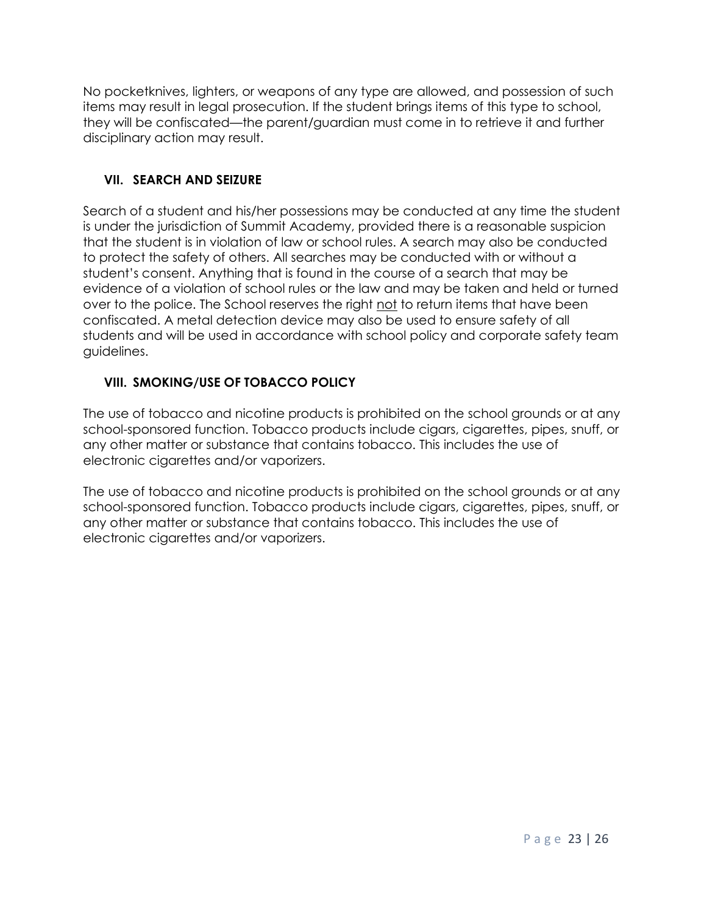No pocketknives, lighters, or weapons of any type are allowed, and possession of such items may result in legal prosecution. If the student brings items of this type to school, they will be confiscated—the parent/guardian must come in to retrieve it and further disciplinary action may result.

### VII. SEARCH AND SEIZURE

Search of a student and his/her possessions may be conducted at any time the student is under the jurisdiction of Summit Academy, provided there is a reasonable suspicion that the student is in violation of law or school rules. A search may also be conducted to protect the safety of others. All searches may be conducted with or without a student's consent. Anything that is found in the course of a search that may be evidence of a violation of school rules or the law and may be taken and held or turned over to the police. The School reserves the right <u>not</u> to return items that have been confiscated. A metal detection device may also be used to ensure safety of all students and will be used in accordance with school policy and corporate safety team guidelines.

### VIII. SMOKING/USE OF TOBACCO POLICY

The use of tobacco and nicotine products is prohibited on the school grounds or at any school-sponsored function. Tobacco products include cigars, cigarettes, pipes, snuff, or any other matter or substance that contains tobacco. This includes the use of electronic cigarettes and/or vaporizers.

The use of tobacco and nicotine products is prohibited on the school grounds or at any school-sponsored function. Tobacco products include cigars, cigarettes, pipes, snuff, or any other matter or substance that contains tobacco. This includes the use of electronic cigarettes and/or vaporizers.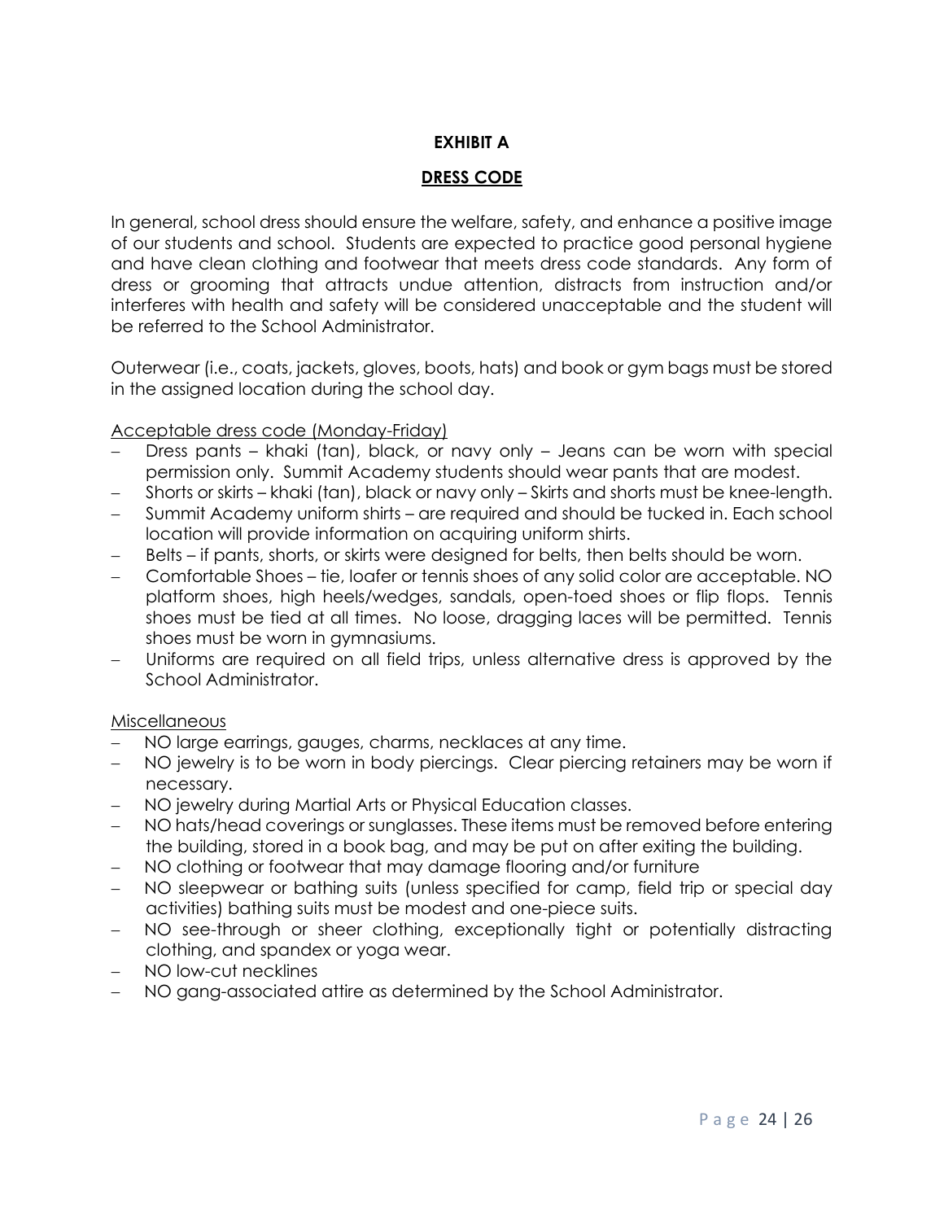**EXHIBIT A**

**DRESS CODE**

In general, school dress should ensure the welfare, safety, and enhance a positive image of our students and school. Students are expected to practice good personal hygiene and have clean clothing and footwear that meets dress code standards. Any form of dress or grooming that attracts undue attention, distracts from instruction and/or interferes with health and safety will be considered unacceptable and the student will be referred to the School Administrator.

Outerwear (i.e., coats, jackets, gloves, boots, hats) and book or gym bags must be stored in the assigned location during the school day.

Acceptable dress code (Monday-Friday)

- Dress pants – khaki (tan), black, or navy only – Jeans can be worn with special permission only. Summit Academy students should wear pants that are modest.
- Shorts or skirts – khaki (tan), black or navy only – Skirts and shorts must be knee-length.
- Summit Academy uniform shirts – are required and should be tucked in. Each school location will provide information on acquiring uniform shirts.
- Belts – if pants, shorts, or skirts were designed for belts, then belts should be worn.
- Comfortable Shoes – tie, loafer or tennis shoes of any solid color are acceptable. NO platform shoes, high heels/wedges, sandals, open-toed shoes or flip flops. Tennis shoes must be tied at all times. No loose, dragging laces will be permitted. Tennis shoes must be worn in gymnasiums.
- Uniforms are required on all field trips, unless alternative dress is approved by the School Administrator.

Miscellaneous

- NO large earrings, gauges, charms, necklaces at any time.
- NO jewelry is to be worn in body piercings. Clear piercing retainers may be worn if necessary.
- NO jewelry during Martial Arts or Physical Education classes.
- NO hats/head coverings or sunglasses. These items must be removed before entering the building, stored in a book bag, and may be put on after exiting the building.
- NO clothing or footwear that may damage flooring and/or furniture
- NO sleepwear or bathing suits (unless specified for camp, field trip or special day activities) bathing suits must be modest and one-piece suits.
- NO see-through or sheer clothing, exceptionally tight or potentially distracting clothing, and spandex or yoga wear.
- NO low-cut necklines
- NO gang-associated attire as determined by the School Administrator.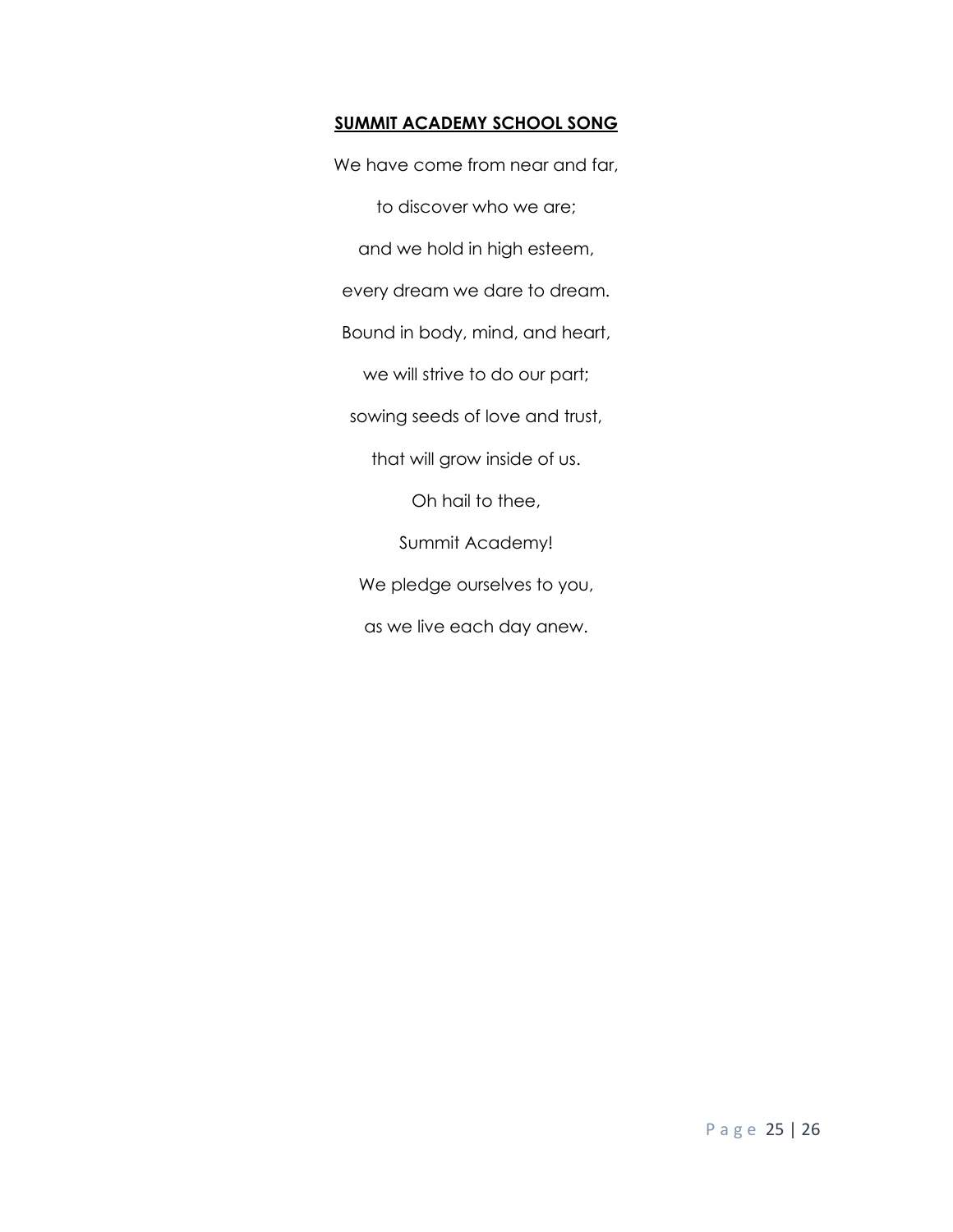## **SUMMIT ACADEMY SCHOOL SONG**

We have come from near and far,

to discover who we are;

and we hold in high esteem,

every dream we dare to dream.

Bound in body, mind, and heart,

we will strive to do our part;

sowing seeds of love and trust,

that will grow inside of us.

Oh hail to thee,

Summit Academy!

We pledge ourselves to you,

as we live each day anew.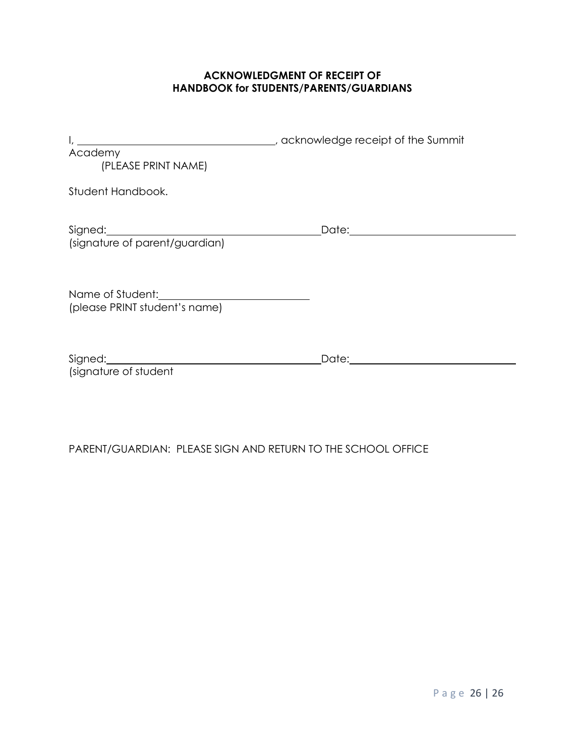**ACKNOWLEDGMENT OF RECEIPT OF**
**HANDBOOK for STUDENTS/PARENTS/GUARDIANS**

I, ____________________________________, acknowledge receipt of the Summit Academy
(PLEASE PRINT NAME)

Student Handbook.

Signed: ________________________________________ Date: ______________________________
(signature of parent/guardian)

Name of Student: ____________________________
(please PRINT student's name)

Signed: ________________________________________ Date: ______________________________
(signature of student

PARENT/GUARDIAN: PLEASE SIGN AND RETURN TO THE SCHOOL OFFICE